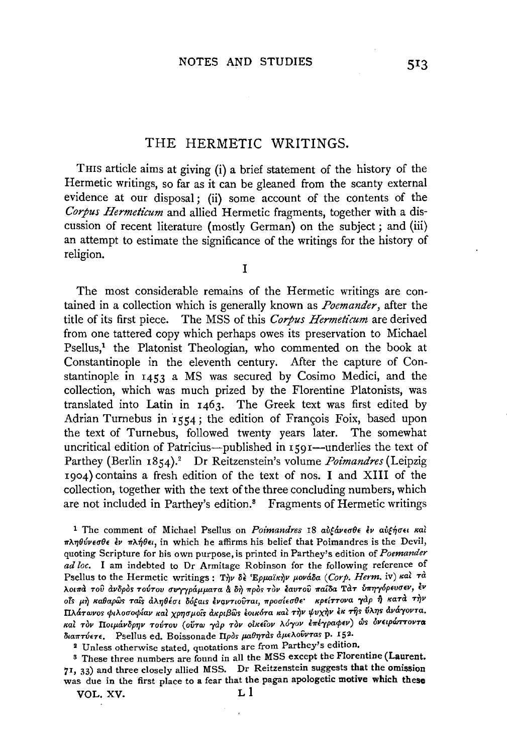# THE HERMETIC WRITINGS.

THIS article aims at giving (i) a brief statement of the history of the Hermetic writings, so far as it can be gleaned from the scanty external evidence at our disposal; (ii) some account of the contents of the *Corpus Hermeticum* and allied Hermetic fragments, together with a discussion of recent literature (mostly German) on the subject; and (iii) an attempt to estimate the significance of the writings for the history of religion.

## I

The most considerable remains of the Hermetic writings are contained in a collection which is generally known as *Poemander*, after the title of its first piece. The MSS of this *Corpus Hermeticum* are derived from one tattered copy which perhaps owes its preservation to Michael Psellus,[1] the Platonist Theologian, who commented on the book at Constantinople in the eleventh century. After the capture of Constantinople in 1453 a MS was secured by Cosimo Medici, and the collection, which was much prized by the Florentine Platonists, was translated into Latin in 1463. The Greek text was first edited by Adrian Turnebus in 1554; the edition of François Foix, based upon the text of Turnebus, followed twenty years later. The somewhat uncritical edition of Patricius—published in 1591—underlies the text of Parthey (Berlin 1854).[2] Dr Reitzenstein's volume *Poimandres* (Leipzig 1904) contains a fresh edition of the text of nos. I and XIII of the collection, together with the text of the three concluding numbers, which are not included in Parthey's edition.[3] Fragments of Hermetic writings

[1] The comment of Michael Psellus on *Poimandres* 18 αὐξάνεσθε ἐν αὐξήσει καὶ πληθύνεσθε ἐν πλήθει, in which he affirms his belief that Poimandres is the Devil, quoting Scripture for his own purpose, is printed in Parthey's edition of *Poemander ad loc.* I am indebted to Dr Armitage Robinson for the following reference of Psellus to the Hermetic writings: Τὴν δὲ Ἑρμαϊκὴν μονάδα (*Corp. Herm.* iv) καὶ τὰ λοιπὰ τοῦ ἀνδρὸς τούτου συγγράμματα ἃ δὴ πρὸς τὸν ἑαυτοῦ παῖδα Τὰτ ὑπηγόρευσεν, ἐν οἷς μὴ καθαρῶς ταῖς ἀληθέσι δόξαις ἐναντιοῦται, προσίεσθε· κρείττονα γὰρ ἢ κατὰ τὴν Πλάτωνος φιλοσοφίαν καὶ χρησμοῖς ἀκριβῶς ἐοικότα καὶ τὴν ψυχὴν ἐκ τῆς ὕλης ἀνάγοντα. καὶ τὸν Ποιμάνδρην τούτου (οὕτω γὰρ τὸν οἰκεῖον λόγον ἐπέγραφεν) ὡς ὀνειρώττοντα διαπτύετε. Psellus ed. Boissonade Πρὸς μαθητὰς ἀμελοῦντας p. 152.

[2] Unless otherwise stated, quotations are from Parthey's edition.

[3] These three numbers are found in all the MSS except the Florentine (Laurent. 71, 33) and three closely allied MSS. Dr Reitzenstein suggests that the omission was due in the first place to a fear that the pagan apologetic motive which these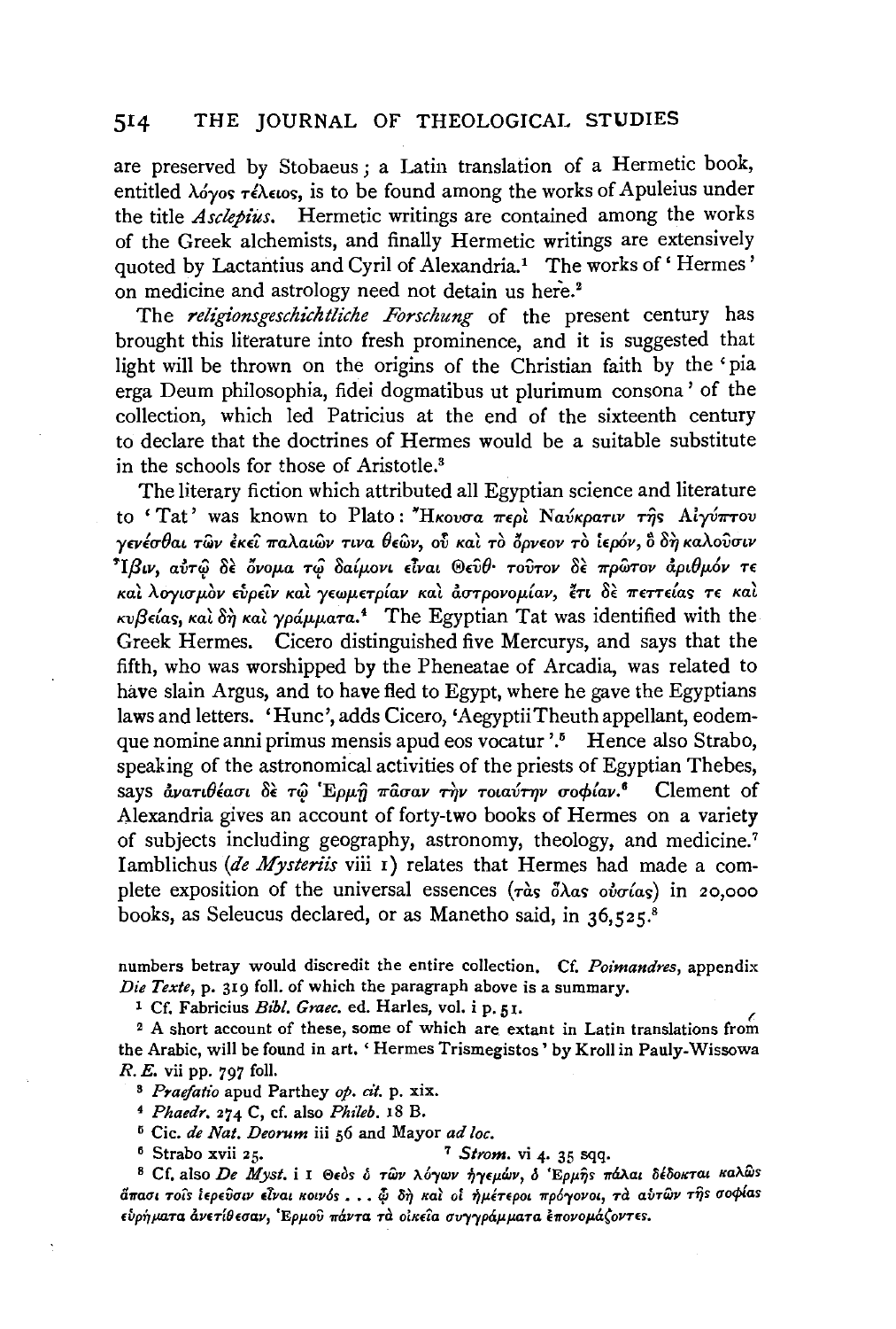are preserved by Stobaeus; a Latin translation of a Hermetic book, entitled λόγος τέλειος, is to be found among the works of Apuleius under the title *Asclepius*. Hermetic writings are contained among the works of the Greek alchemists, and finally Hermetic writings are extensively quoted by Lactantius and Cyril of Alexandria.[1] The works of 'Hermes' on medicine and astrology need not detain us here.[2]

The *religionsgeschichtliche Forschung* of the present century has brought this literature into fresh prominence, and it is suggested that light will be thrown on the origins of the Christian faith by the 'pia erga Deum philosophia, fidei dogmatibus ut plurimum consona' of the collection, which led Patricius at the end of the sixteenth century to declare that the doctrines of Hermes would be a suitable substitute in the schools for those of Aristotle.[3]

The literary fiction which attributed all Egyptian science and literature to 'Tat' was known to Plato: Ἤκουσα περὶ Ναύκρατιν τῆς Αἰγύπτου γενέσθαι τῶν ἐκεῖ παλαιῶν τινα θεῶν, οὗ καὶ τὸ ὄρνεον τὸ ἱερόν, ὃ δὴ καλοῦσιν Ἶβιν, αὐτῷ δὲ ὄνομα τῷ δαίμονι εἶναι Θεὺθ· τοῦτον δὲ πρῶτον ἀριθμόν τε καὶ λογισμὸν εὑρεῖν καὶ γεωμετρίαν καὶ ἀστρονομίαν, ἔτι δὲ πεττείας τε καὶ κυβείας, καὶ δὴ καὶ γράμματα.[4] The Egyptian Tat was identified with the Greek Hermes. Cicero distinguished five Mercurys, and says that the fifth, who was worshipped by the Pheneatae of Arcadia, was related to have slain Argus, and to have fled to Egypt, where he gave the Egyptians laws and letters. 'Hunc', adds Cicero, 'Aegyptii Theuth appellant, eodemque nomine anni primus mensis apud eos vocatur'.[5] Hence also Strabo, speaking of the astronomical activities of the priests of Egyptian Thebes, says ἀνατιθέασι δὲ τῷ Ἑρμῇ πᾶσαν τὴν τοιαύτην σοφίαν.[6] Clement of Alexandria gives an account of forty-two books of Hermes on a variety of subjects including geography, astronomy, theology, and medicine.[7] Iamblichus (*de Mysteriis* viii 1) relates that Hermes had made a complete exposition of the universal essences (τὰς ὅλας οὐσίας) in 20,000 books, as Seleucus declared, or as Manetho said, in 36,525.[8]

numbers betray would discredit the entire collection. Cf. *Poimandres*, appendix *Die Texte*, p. 319 foll. of which the paragraph above is a summary.

[1] Cf. Fabricius *Bibl. Graec.* ed. Harles, vol. i p. 51.

[2] A short account of these, some of which are extant in Latin translations from the Arabic, will be found in art. 'Hermes Trismegistos' by Kroll in Pauly-Wissowa *R. E.* vii pp. 797 foll.

[3] *Praefatio* apud Parthey *op. cit.* p. xix.

[4] *Phaedr.* 274 C, cf. also *Phileb.* 18 B.

[5] Cic. *de Nat. Deorum* iii 56 and Mayor *ad loc.*

[6] Strabo xvii 25.

[7] *Strom.* vi 4. 35 sqq.

[8] Cf. also *De Myst.* i 1 Θεὸς ὁ τῶν λόγων ἡγεμών, ὁ Ἑρμῆς πάλαι δέδοκται καλῶς ἅπασι τοῖς ἱερεῦσιν εἶναι κοινός . . . ᾧ δὴ καὶ οἱ ἡμέτεροι πρόγονοι, τὰ αὐτῶν τῆς σοφίας εὑρήματα ἀνετίθεσαν, Ἑρμοῦ πάντα τὰ οἰκεῖα συγγράμματα ἐπονομάζοντες.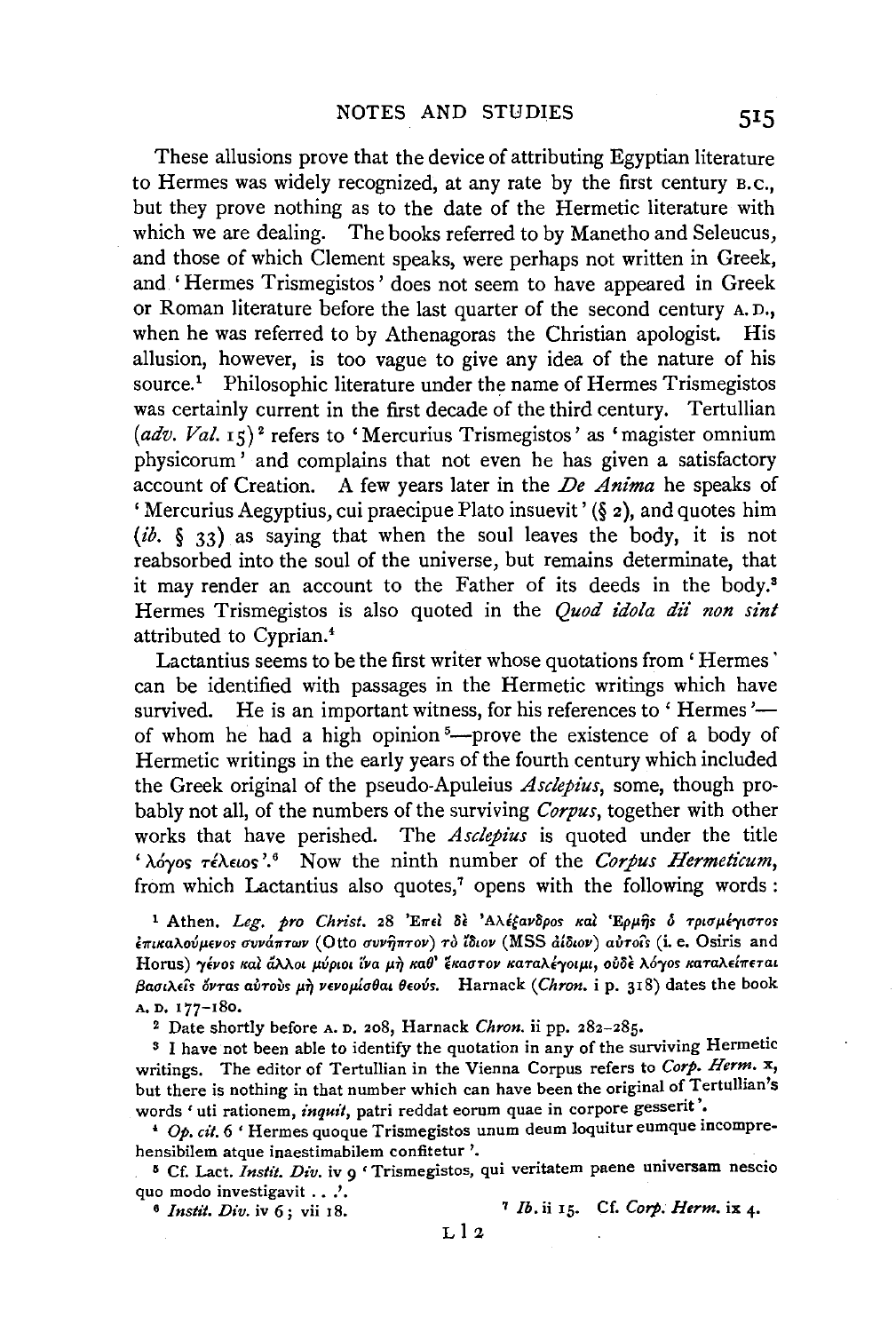These allusions prove that the device of attributing Egyptian literature to Hermes was widely recognized, at any rate by the first century B.C., but they prove nothing as to the date of the Hermetic literature with which we are dealing. The books referred to by Manetho and Seleucus, and those of which Clement speaks, were perhaps not written in Greek, and 'Hermes Trismegistos' does not seem to have appeared in Greek or Roman literature before the last quarter of the second century A.D., when he was referred to by Athenagoras the Christian apologist. His allusion, however, is too vague to give any idea of the nature of his source.[1] Philosophic literature under the name of Hermes Trismegistos was certainly current in the first decade of the third century. Tertullian (*adv. Val.* 15)[2] refers to 'Mercurius Trismegistos' as 'magister omnium physicorum' and complains that not even he has given a satisfactory account of Creation. A few years later in the *De Anima* he speaks of 'Mercurius Aegyptius, cui praecipue Plato insuevit' (§ 2), and quotes him (*ib.* § 33) as saying that when the soul leaves the body, it is not reabsorbed into the soul of the universe, but remains determinate, that it may render an account to the Father of its deeds in the body.[3] Hermes Trismegistos is also quoted in the *Quod idola dii non sint* attributed to Cyprian.[4]

Lactantius seems to be the first writer whose quotations from 'Hermes' can be identified with passages in the Hermetic writings which have survived. He is an important witness, for his references to 'Hermes'—of whom he had a high opinion[5]—prove the existence of a body of Hermetic writings in the early years of the fourth century which included the Greek original of the pseudo-Apuleius *Asclepius*, some, though probably not all, of the numbers of the surviving *Corpus*, together with other works that have perished. The *Asclepius* is quoted under the title 'λόγος τέλειος'.[6] Now the ninth number of the *Corpus Hermeticum*, from which Lactantius also quotes,[7] opens with the following words:

---

[1] Athen. *Leg. pro Christ.* 28 Ἐπεὶ δὲ Ἀλέξανδρος καὶ Ἑρμῆς ὁ τρισμέγιστος ἐπικαλούμενος συνάπτων (Otto συνῆπτον) τὸ ἴδιον (MSS ἀΐδιον) αὐτοῖς (i.e. Osiris and Horus) γένος καὶ ἄλλοι μύριοι ἵνα μὴ καθ' ἕκαστον καταλέγοιμι, οὐδὲ λόγος καταλείπεται βασιλεῖς ὄντας αὐτοὺς μὴ νενομίσθαι θεούς. Harnack (*Chron.* i p. 318) dates the book A.D. 177–180.

[2] Date shortly before A.D. 208, Harnack *Chron.* ii pp. 282–285.

[3] I have not been able to identify the quotation in any of the surviving Hermetic writings. The editor of Tertullian in the Vienna Corpus refers to *Corp. Herm.* x, but there is nothing in that number which can have been the original of Tertullian's words 'uti rationem, *inquit*, patri reddat eorum quae in corpore gesserit'.

[4] *Op. cit.* 6 'Hermes quoque Trismegistos unum deum loquitur eumque incomprehensibilem atque inaestimabilem confitetur'.

[5] Cf. Lact. *Instit. Div.* iv 9 'Trismegistos, qui veritatem paene universam nescio quo modo investigavit . . .'.

[6] *Instit. Div.* iv 6; vii 18.

[7] *Ib.* ii 15. Cf. *Corp. Herm.* ix 4.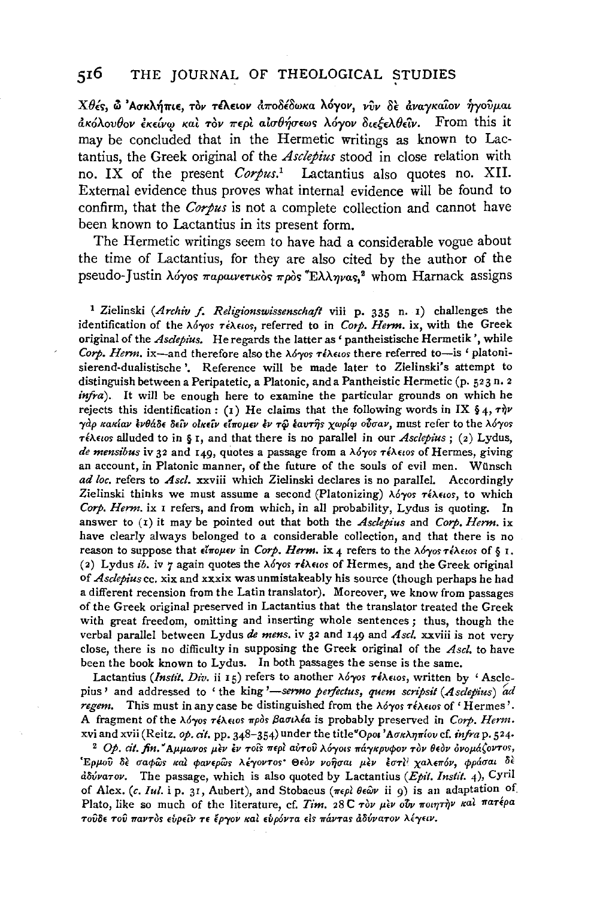Χθές, ὦ Ἀσκλήπιε, τὸν τέλειον ἀποδέδωκα λόγον, νῦν δὲ ἀναγκαῖον ἡγοῦμαι ἀκόλουθον ἐκείνῳ καὶ τὸν περὶ αἰσθήσεως λόγον διεξελθεῖν. From this it may be concluded that in the Hermetic writings as known to Lactantius, the Greek original of the *Asclepius* stood in close relation with no. IX of the present *Corpus*.[1] Lactantius also quotes no. XII. External evidence thus proves what internal evidence will be found to confirm, that the *Corpus* is not a complete collection and cannot have been known to Lactantius in its present form.

The Hermetic writings seem to have had a considerable vogue about the time of Lactantius, for they are also cited by the author of the pseudo-Justin λόγος παραινετικὸς πρὸς Ἕλληνας,[2] whom Harnack assigns

[1] Zielinski (*Archiv f. Religionswissenschaft* viii p. 335 n. 1) challenges the identification of the λόγος τέλειος, referred to in *Corp. Herm.* ix, with the Greek original of the *Asclepius*. He regards the latter as 'pantheistische Hermetik', while *Corp. Herm.* ix—and therefore also the λόγος τέλειος there referred to—is 'platonisierend-dualistische'. Reference will be made later to Zielinski's attempt to distinguish between a Peripatetic, a Platonic, and a Pantheistic Hermetic (p. 523 n. 2 *infra*). It will be enough here to examine the particular grounds on which he rejects this identification: (1) He claims that the following words in IX § 4, τὴν γὰρ κακίαν ἐνθάδε δεῖν οἰκεῖν εἴπομεν ἐν τῷ ἑαυτῆς χωρίῳ οὖσαν, must refer to the λόγος τέλειος alluded to in § 1, and that there is no parallel in our *Asclepius*; (2) Lydus, *de mensibus* iv 32 and 149, quotes a passage from a λόγος τέλειος of Hermes, giving an account, in Platonic manner, of the future of the souls of evil men. Wünsch *ad loc.* refers to *Ascl.* xxviii which Zielinski declares is no parallel. Accordingly Zielinski thinks we must assume a second (Platonizing) λόγος τέλειος, to which *Corp. Herm.* ix 1 refers, and from which, in all probability, Lydus is quoting. In answer to (1) it may be pointed out that both the *Asclepius* and *Corp. Herm.* ix have clearly always belonged to a considerable collection, and that there is no reason to suppose that εἴπομεν in *Corp. Herm.* ix 4 refers to the λόγος τέλειος of § 1. (2) Lydus *ib.* iv 7 again quotes the λόγος τέλειος of Hermes, and the Greek original of *Asclepius* cc. xix and xxxix was unmistakeably his source (though perhaps he had a different recension from the Latin translator). Moreover, we know from passages of the Greek original preserved in Lactantius that the translator treated the Greek with great freedom, omitting and inserting whole sentences; thus, though the verbal parallel between Lydus *de mens.* iv 32 and 149 and *Ascl.* xxviii is not very close, there is no difficulty in supposing the Greek original of the *Ascl.* to have been the book known to Lydus. In both passages the sense is the same.

Lactantius (*Instit. Div.* ii 15) refers to another λόγος τέλειος, written by 'Asclepius' and addressed to 'the king'—*sermo perfectus, quem scripsit* (*Asclepius*) *ad regem*. This must in any case be distinguished from the λόγος τέλειος of 'Hermes'. A fragment of the λόγος τέλειος πρὸς βασιλέα is probably preserved in *Corp. Herm.* xvi and xvii (Reitz. *op. cit.* pp. 348–354) under the title Ὅροι Ἀσκληπίου cf. *infra* p. 524.

[2] *Op. cit. fin.* Ἄμμωνος μὲν ἐν τοῖς περὶ αὐτοῦ λόγοις πάγκρυφον τὸν θεὸν ὀνομάζοντος, Ἑρμοῦ δὲ σαφῶς καὶ φανερῶς λέγοντος· Θεὸν νοῆσαι μὲν ἐστὶ χαλεπόν, φράσαι δὲ ἀδύνατον. The passage, which is also quoted by Lactantius (*Epit. Instit.* 4), Cyril of Alex. (*c. Iul.* i p. 31, Aubert), and Stobaeus (περὶ θεῶν ii 9) is an adaptation of Plato, like so much of the literature, cf. *Tim.* 28 C τὸν μὲν οὖν ποιητὴν καὶ πατέρα τοῦδε τοῦ παντὸς εὑρεῖν τε ἔργον καὶ εὑρόντα εἰς πάντας ἀδύνατον λέγειν.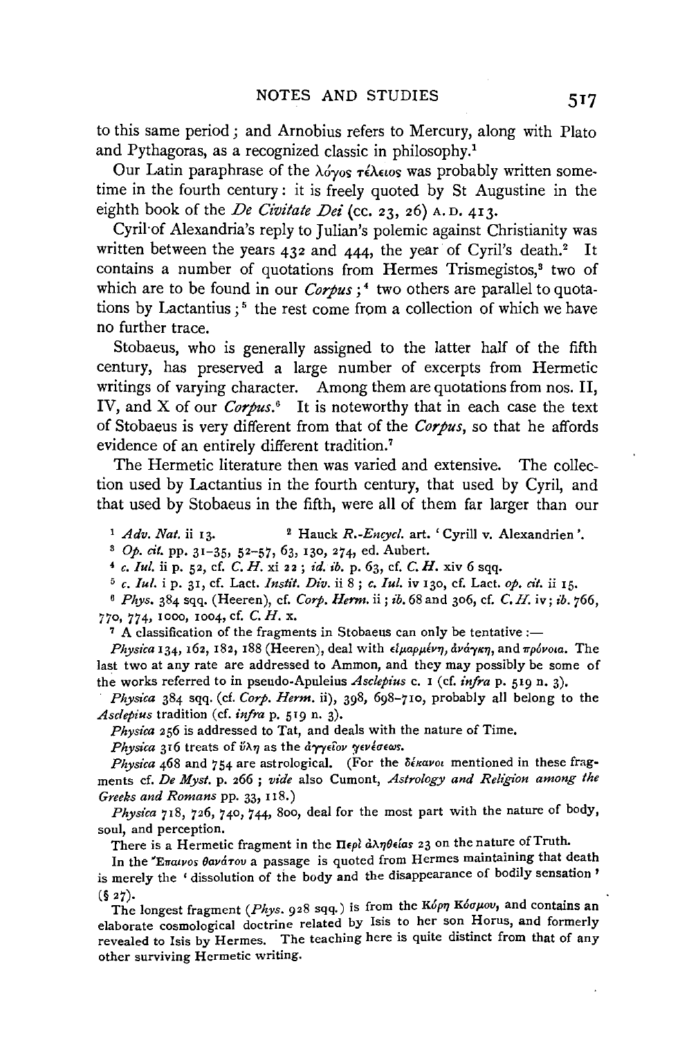to this same period; and Arnobius refers to Mercury, along with Plato and Pythagoras, as a recognized classic in philosophy.[1]

Our Latin paraphrase of the λόγος τέλειος was probably written sometime in the fourth century: it is freely quoted by St Augustine in the eighth book of the *De Civitate Dei* (cc. 23, 26) A.D. 413.

Cyril of Alexandria's reply to Julian's polemic against Christianity was written between the years 432 and 444, the year of Cyril's death.[2] It contains a number of quotations from Hermes Trismegistos,[3] two of which are to be found in our *Corpus*;[4] two others are parallel to quotations by Lactantius;[5] the rest come from a collection of which we have no further trace.

Stobaeus, who is generally assigned to the latter half of the fifth century, has preserved a large number of excerpts from Hermetic writings of varying character. Among them are quotations from nos. II, IV, and X of our *Corpus*.[6] It is noteworthy that in each case the text of Stobaeus is very different from that of the *Corpus*, so that he affords evidence of an entirely different tradition.[7]

The Hermetic literature then was varied and extensive. The collection used by Lactantius in the fourth century, that used by Cyril, and that used by Stobaeus in the fifth, were all of them far larger than our

[1] *Adv. Nat.* ii 13.

[2] Hauck *R.-Encycl.* art. 'Cyrill v. Alexandrien'.

[3] *Op. cit.* pp. 31–35, 52–57, 63, 130, 274, ed. Aubert.

[4] *c. Iul.* ii p. 52, cf. *C. H.* xi 22; *id. ib.* p. 63, cf. *C. H.* xiv 6 sqq.

[5] *c. Iul.* i p. 31, cf. Lact. *Instit. Div.* ii 8; *c. Iul.* iv 130, cf. Lact. *op. cit.* ii 15.

[6] *Phys.* 384 sqq. (Heeren), cf. *Corp. Herm.* ii; *ib.* 68 and 306, cf. *C. H.* iv; *ib.* 766, 770, 774, 1000, 1004, cf. *C. H.* x.

[7] A classification of the fragments in Stobaeus can only be tentative:—

*Physica* 134, 162, 182, 188 (Heeren), deal with εἱμαρμένη, ἀνάγκη, and πρόνοια. The last two at any rate are addressed to Ammon, and they may possibly be some of the works referred to in pseudo-Apuleius *Asclepius* c. 1 (cf. *infra* p. 519 n. 3).

*Physica* 384 sqq. (cf. *Corp. Herm.* ii), 398, 698–710, probably all belong to the *Asclepius* tradition (cf. *infra* p. 519 n. 3).

*Physica* 256 is addressed to Tat, and deals with the nature of Time.

*Physica* 316 treats of ὕλη as the ἀγγεῖον γενέσεως.

*Physica* 468 and 754 are astrological. (For the δέκανοι mentioned in these fragments cf. *De Myst.* p. 266; *vide* also Cumont, *Astrology and Religion among the Greeks and Romans* pp. 33, 118.)

*Physica* 718, 726, 740, 744, 800, deal for the most part with the nature of body, soul, and perception.

There is a Hermetic fragment in the Περὶ ἀληθείας 23 on the nature of Truth.

In the Ἔπαινος θανάτου a passage is quoted from Hermes maintaining that death is merely the 'dissolution of the body and the disappearance of bodily sensation' (§ 27).

The longest fragment (*Phys.* 928 sqq.) is from the Κόρη Κόσμου, and contains an elaborate cosmological doctrine related by Isis to her son Horus, and formerly revealed to Isis by Hermes. The teaching here is quite distinct from that of any other surviving Hermetic writing.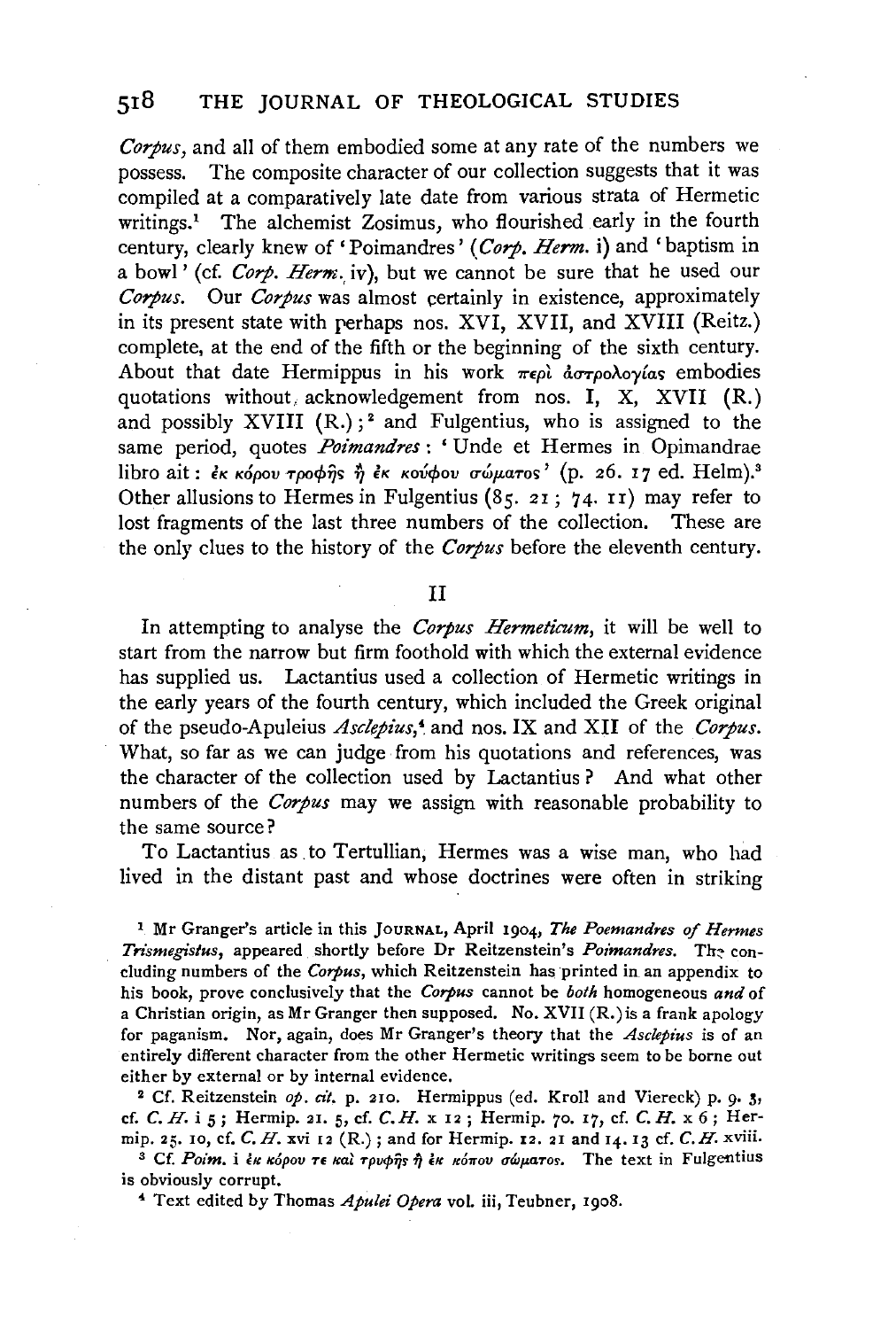*Corpus*, and all of them embodied some at any rate of the numbers we possess. The composite character of our collection suggests that it was compiled at a comparatively late date from various strata of Hermetic writings.[1] The alchemist Zosimus, who flourished early in the fourth century, clearly knew of 'Poimandres' (*Corp. Herm.* i) and 'baptism in a bowl' (cf. *Corp. Herm.* iv), but we cannot be sure that he used our *Corpus*. Our *Corpus* was almost certainly in existence, approximately in its present state with perhaps nos. XVI, XVII, and XVIII (Reitz.) complete, at the end of the fifth or the beginning of the sixth century. About that date Hermippus in his work περὶ ἀστρολογίας embodies quotations without acknowledgement from nos. I, X, XVII (R.) and possibly XVIII (R.);[2] and Fulgentius, who is assigned to the same period, quotes *Poimandres*: 'Unde et Hermes in Opimandrae libro ait: ἐκ κόρου τροφῆς ἢ ἐκ κούφου σώματος' (p. 26. 17 ed. Helm).[3] Other allusions to Hermes in Fulgentius (85. 21; 74. 11) may refer to lost fragments of the last three numbers of the collection. These are the only clues to the history of the *Corpus* before the eleventh century.

## II

In attempting to analyse the *Corpus Hermeticum*, it will be well to start from the narrow but firm foothold with which the external evidence has supplied us. Lactantius used a collection of Hermetic writings in the early years of the fourth century, which included the Greek original of the pseudo-Apuleius *Asclepius*,[4] and nos. IX and XII of the *Corpus*. What, so far as we can judge from his quotations and references, was the character of the collection used by Lactantius? And what other numbers of the *Corpus* may we assign with reasonable probability to the same source?

To Lactantius as to Tertullian, Hermes was a wise man, who had lived in the distant past and whose doctrines were often in striking

[1] Mr Granger's article in this JOURNAL, April 1904, *The Poemandres of Hermes Trismegistus*, appeared shortly before Dr Reitzenstein's *Poimandres*. The concluding numbers of the *Corpus*, which Reitzenstein has printed in an appendix to his book, prove conclusively that the *Corpus* cannot be *both* homogeneous *and* of a Christian origin, as Mr Granger then supposed. No. XVII (R.) is a frank apology for paganism. Nor, again, does Mr Granger's theory that the *Asclepius* is of an entirely different character from the other Hermetic writings seem to be borne out either by external or by internal evidence.

[2] Cf. Reitzenstein *op. cit.* p. 210. Hermippus (ed. Kroll and Viereck) p. 9. 3, cf. *C. H.* i 5; Hermip. 21. 5, cf. *C. H.* x 12; Hermip. 70. 17, cf. *C. H.* x 6; Hermip. 25. 10, cf. *C. H.* xvi 12 (R.); and for Hermip. 12. 21 and 14. 13 cf. *C. H.* xviii.

[3] Cf. *Poim.* i ἐκ κόρου τε καὶ τρυφῆς ἢ ἐκ κόπου σώματος. The text in Fulgentius is obviously corrupt.

[4] Text edited by Thomas *Apulei Opera* vol. iii, Teubner, 1908.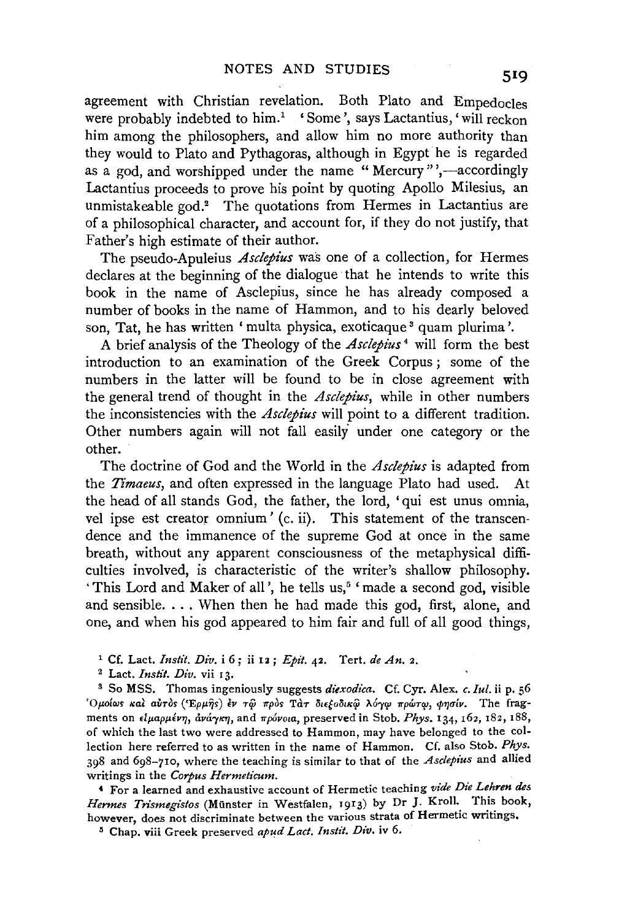agreement with Christian revelation. Both Plato and Empedocles were probably indebted to him.[1] 'Some', says Lactantius, 'will reckon him among the philosophers, and allow him no more authority than they would to Plato and Pythagoras, although in Egypt he is regarded as a god, and worshipped under the name "Mercury"',—accordingly Lactantius proceeds to prove his point by quoting Apollo Milesius, an unmistakeable god.[2] The quotations from Hermes in Lactantius are of a philosophical character, and account for, if they do not justify, that Father's high estimate of their author.

The pseudo-Apuleius *Asclepius* was one of a collection, for Hermes declares at the beginning of the dialogue that he intends to write this book in the name of Asclepius, since he has already composed a number of books in the name of Hammon, and to his dearly beloved son, Tat, he has written 'multa physica, exoticaque[3] quam plurima'.

A brief analysis of the Theology of the *Asclepius*[4] will form the best introduction to an examination of the Greek Corpus; some of the numbers in the latter will be found to be in close agreement with the general trend of thought in the *Asclepius*, while in other numbers the inconsistencies with the *Asclepius* will point to a different tradition. Other numbers again will not fall easily under one category or the other.

The doctrine of God and the World in the *Asclepius* is adapted from the *Timaeus*, and often expressed in the language Plato had used. At the head of all stands God, the father, the lord, 'qui est unus omnia, vel ipse est creator omnium' (c. ii). This statement of the transcendence and the immanence of the supreme God at once in the same breath, without any apparent consciousness of the metaphysical difficulties involved, is characteristic of the writer's shallow philosophy. 'This Lord and Maker of all', he tells us,[5] 'made a second god, visible and sensible. . . . When then he had made this god, first, alone, and one, and when his god appeared to him fair and full of all good things,

[1] Cf. Lact. *Instit. Div.* i 6; ii 12; *Epit.* 42. Tert. *de An.* 2.

[2] Lact. *Instit. Div.* vii 13.

[3] So MSS. Thomas ingeniously suggests *diexodica*. Cf. Cyr. Alex. *c. Iul.* ii p. 56 Ὁμοίως καὶ αὐτὸς (Ἑρμῆς) ἐν τῷ πρὸς Τὰτ διεξοδικῷ λόγῳ πρώτῳ, φησίν. The fragments on εἱμαρμένη, ἀνάγκη, and πρόνοια, preserved in Stob. *Phys.* 134, 162, 182, 188, of which the last two were addressed to Hammon, may have belonged to the collection here referred to as written in the name of Hammon. Cf. also Stob. *Phys.* 398 and 698–710, where the teaching is similar to that of the *Asclepius* and allied writings in the *Corpus Hermeticum*.

[4] For a learned and exhaustive account of Hermetic teaching *vide Die Lehren des Hermes Trismegistos* (Münster in Westfalen, 1913) by Dr J. Kroll. This book, however, does not discriminate between the various strata of Hermetic writings.

[5] Chap. viii Greek preserved *apud Lact. Instit. Div.* iv 6.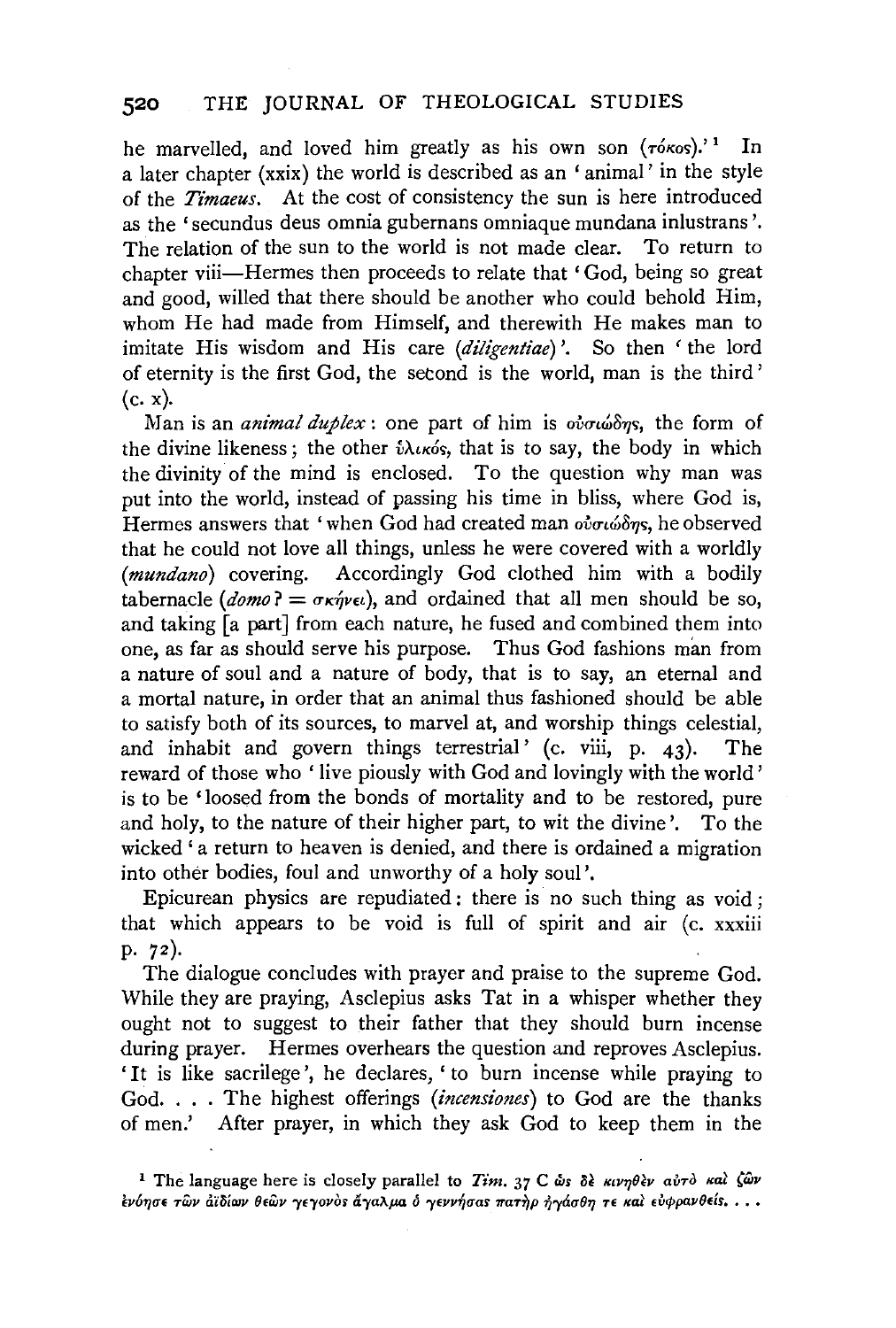he marvelled, and loved him greatly as his own son (τόκος).'[1] In a later chapter (xxix) the world is described as an 'animal' in the style of the *Timaeus*. At the cost of consistency the sun is here introduced as the 'secundus deus omnia gubernans omniaque mundana inlustrans'. The relation of the sun to the world is not made clear. To return to chapter viii—Hermes then proceeds to relate that 'God, being so great and good, willed that there should be another who could behold Him, whom He had made from Himself, and therewith He makes man to imitate His wisdom and His care (*diligentiae*)'. So then 'the lord of eternity is the first God, the second is the world, man is the third' (c. x).

Man is an *animal duplex*: one part of him is οὐσιώδης, the form of the divine likeness; the other ὑλικός, that is to say, the body in which the divinity of the mind is enclosed. To the question why man was put into the world, instead of passing his time in bliss, where God is, Hermes answers that 'when God had created man οὐσιώδης, he observed that he could not love all things, unless he were covered with a worldly (*mundano*) covering. Accordingly God clothed him with a bodily tabernacle (*domo*? = σκήνει), and ordained that all men should be so, and taking [a part] from each nature, he fused and combined them into one, as far as should serve his purpose. Thus God fashions man from a nature of soul and a nature of body, that is to say, an eternal and a mortal nature, in order that an animal thus fashioned should be able to satisfy both of its sources, to marvel at, and worship things celestial, and inhabit and govern things terrestrial' (c. viii, p. 43). The reward of those who 'live piously with God and lovingly with the world' is to be 'loosed from the bonds of mortality and to be restored, pure and holy, to the nature of their higher part, to wit the divine'. To the wicked 'a return to heaven is denied, and there is ordained a migration into other bodies, foul and unworthy of a holy soul'.

Epicurean physics are repudiated: there is no such thing as void; that which appears to be void is full of spirit and air (c. xxxiii p. 72).

The dialogue concludes with prayer and praise to the supreme God. While they are praying, Asclepius asks Tat in a whisper whether they ought not to suggest to their father that they should burn incense during prayer. Hermes overhears the question and reproves Asclepius. 'It is like sacrilege', he declares, 'to burn incense while praying to God. . . . The highest offerings (*incensiones*) to God are the thanks of men.' After prayer, in which they ask God to keep them in the

[1] The language here is closely parallel to *Tim.* 37 C ὡς δὲ κινηθὲν αὐτὸ καὶ ζῶν ἐνόησε τῶν ἀϊδίων θεῶν γεγονὸς ἄγαλμα ὁ γεννήσας πατὴρ ἠγάσθη τε καὶ εὐφρανθείς. . . .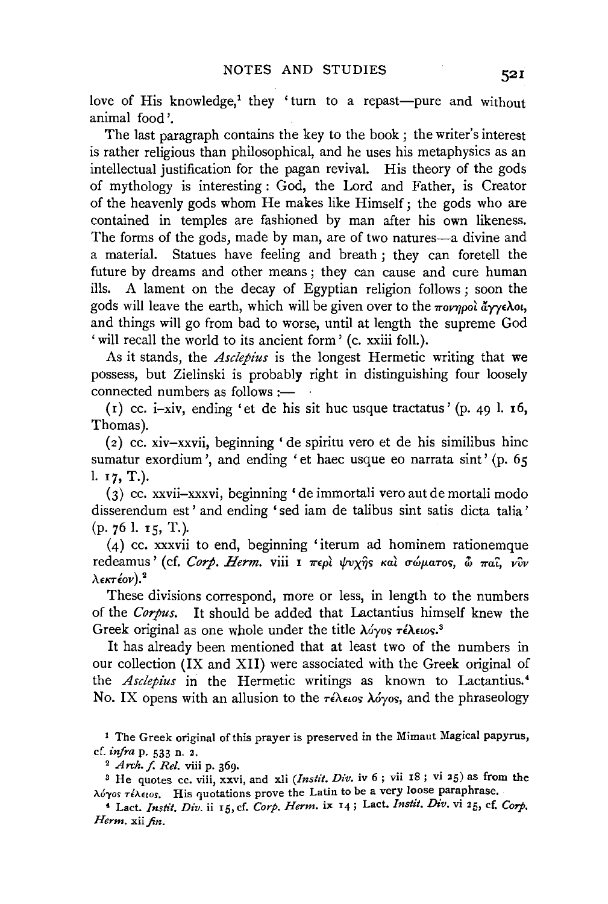love of His knowledge,[1] they 'turn to a repast—pure and without animal food'.

The last paragraph contains the key to the book; the writer's interest is rather religious than philosophical, and he uses his metaphysics as an intellectual justification for the pagan revival. His theory of the gods of mythology is interesting: God, the Lord and Father, is Creator of the heavenly gods whom He makes like Himself; the gods who are contained in temples are fashioned by man after his own likeness. The forms of the gods, made by man, are of two natures—a divine and a material. Statues have feeling and breath; they can foretell the future by dreams and other means; they can cause and cure human ills. A lament on the decay of Egyptian religion follows; soon the gods will leave the earth, which will be given over to the πονηροὶ ἄγγελοι, and things will go from bad to worse, until at length the supreme God 'will recall the world to its ancient form' (c. xxiii foll.).

As it stands, the *Asclepius* is the longest Hermetic writing that we possess, but Zielinski is probably right in distinguishing four loosely connected numbers as follows:—

(1) cc. i–xiv, ending 'et de his sit huc usque tractatus' (p. 49 l. 16, Thomas).

(2) cc. xiv–xxvii, beginning 'de spiritu vero et de his similibus hinc sumatur exordium', and ending 'et haec usque eo narrata sint' (p. 65 l. 17, T.).

(3) cc. xxvii–xxxvi, beginning 'de immortali vero aut de mortali modo disserendum est' and ending 'sed iam de talibus sint satis dicta talia' (p. 76 l. 15, T.).

(4) cc. xxxvii to end, beginning 'iterum ad hominem rationemque redeamus' (cf. *Corp. Herm.* viii 1 περὶ ψυχῆς καὶ σώματος, ὦ παῖ, νῦν λεκτέον).[2]

These divisions correspond, more or less, in length to the numbers of the *Corpus*. It should be added that Lactantius himself knew the Greek original as one whole under the title λόγος τέλειος.[3]

It has already been mentioned that at least two of the numbers in our collection (IX and XII) were associated with the Greek original of the *Asclepius* in the Hermetic writings as known to Lactantius.[4] No. IX opens with an allusion to the τέλειος λόγος, and the phraseology

[1] The Greek original of this prayer is preserved in the Mimaut Magical papyrus, cf. *infra* p. 533 n. 2.

[2] *Arch. f. Rel.* viii p. 369.

[3] He quotes cc. viii, xxvi, and xli (*Instit. Div.* iv 6; vii 18; vi 25) as from the λόγος τέλειος. His quotations prove the Latin to be a very loose paraphrase.

[4] Lact. *Instit. Div.* ii 15, cf. *Corp. Herm.* ix 14; Lact. *Instit. Div.* vi 25, cf. *Corp. Herm.* xii *fin.*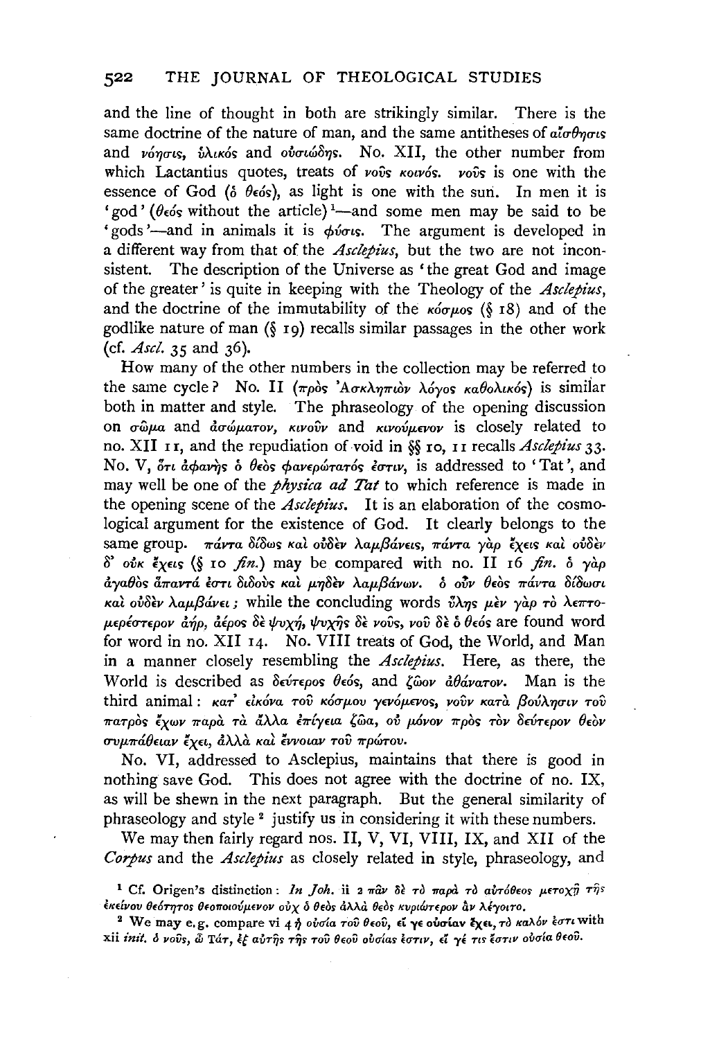and the line of thought in both are strikingly similar. There is the same doctrine of the nature of man, and the same antitheses of αἴσθησις and νόησις, ὑλικός and οὐσιώδης. No. XII, the other number from which Lactantius quotes, treats of νοῦς κοινός. νοῦς is one with the essence of God (ὁ θεός), as light is one with the sun. In men it is 'god' (θεός without the article)[1]—and some men may be said to be 'gods'—and in animals it is φύσις. The argument is developed in a different way from that of the *Asclepius*, but the two are not inconsistent. The description of the Universe as 'the great God and image of the greater' is quite in keeping with the Theology of the *Asclepius*, and the doctrine of the immutability of the κόσμος (§ 18) and of the godlike nature of man (§ 19) recalls similar passages in the other work (cf. *Ascl.* 35 and 36).

How many of the other numbers in the collection may be referred to the same cycle? No. II (πρὸς Ἀσκληπιὸν λόγος καθολικός) is similar both in matter and style. The phraseology of the opening discussion on σῶμα and ἀσώματον, κινοῦν and κινούμενον is closely related to no. XII 11, and the repudiation of void in §§ 10, 11 recalls *Asclepius* 33. No. V, ὅτι ἀφανὴς ὁ θεὸς φανερώτατός ἐστιν, is addressed to 'Tat', and may well be one of the *physica ad Tat* to which reference is made in the opening scene of the *Asclepius*. It is an elaboration of the cosmological argument for the existence of God. It clearly belongs to the same group. πάντα δίδως καὶ οὐδὲν λαμβάνεις, πάντα γὰρ ἔχεις καὶ οὐδὲν δ' οὐκ ἔχεις (§ 10 *fin.*) may be compared with no. II 16 *fin.* ὁ γὰρ ἀγαθὸς ἅπαντά ἐστι διδοὺς καὶ μηδὲν λαμβάνων. ὁ οὖν θεὸς πάντα δίδωσι καὶ οὐδὲν λαμβάνει; while the concluding words ὕλης μὲν γὰρ τὸ λεπτομερέστερον ἀήρ, ἀέρος δὲ ψυχή, ψυχῆς δὲ νοῦς, νοῦ δὲ ὁ θεός are found word for word in no. XII 14. No. VIII treats of God, the World, and Man in a manner closely resembling the *Asclepius*. Here, as there, the World is described as δεύτερος θεός, and ζῷον ἀθάνατον. Man is the third animal: κατ' εἰκόνα τοῦ κόσμου γενόμενος, νοῦν κατὰ βούλησιν τοῦ πατρὸς ἔχων παρὰ τὰ ἄλλα ἐπίγεια ζῷα, οὐ μόνον πρὸς τὸν δεύτερον θεὸν συμπάθειαν ἔχει, ἀλλὰ καὶ ἔννοιαν τοῦ πρώτου.

No. VI, addressed to Asclepius, maintains that there is good in nothing save God. This does not agree with the doctrine of no. IX, as will be shewn in the next paragraph. But the general similarity of phraseology and style[2] justify us in considering it with these numbers.

We may then fairly regard nos. II, V, VI, VIII, IX, and XII of the *Corpus* and the *Asclepius* as closely related in style, phraseology, and

[1] Cf. Origen's distinction: *In Joh.* ii 2 πᾶν δὲ τὸ παρὰ τὸ αὐτόθεος μετοχῇ τῆς ἐκείνου θεότητος θεοποιούμενον οὐχ ὁ θεὸς ἀλλὰ θεὸς κυριώτερον ἂν λέγοιτο.

[2] We may e.g. compare vi 4 ἡ οὐσία τοῦ θεοῦ, εἴ γε οὐσίαν ἔχει, τὸ καλόν ἐστι with xii *init.* ὁ νοῦς, ὦ Τάτ, ἐξ αὐτῆς τῆς τοῦ θεοῦ οὐσίας ἐστίν, εἴ γέ τις ἔστιν οὐσία θεοῦ.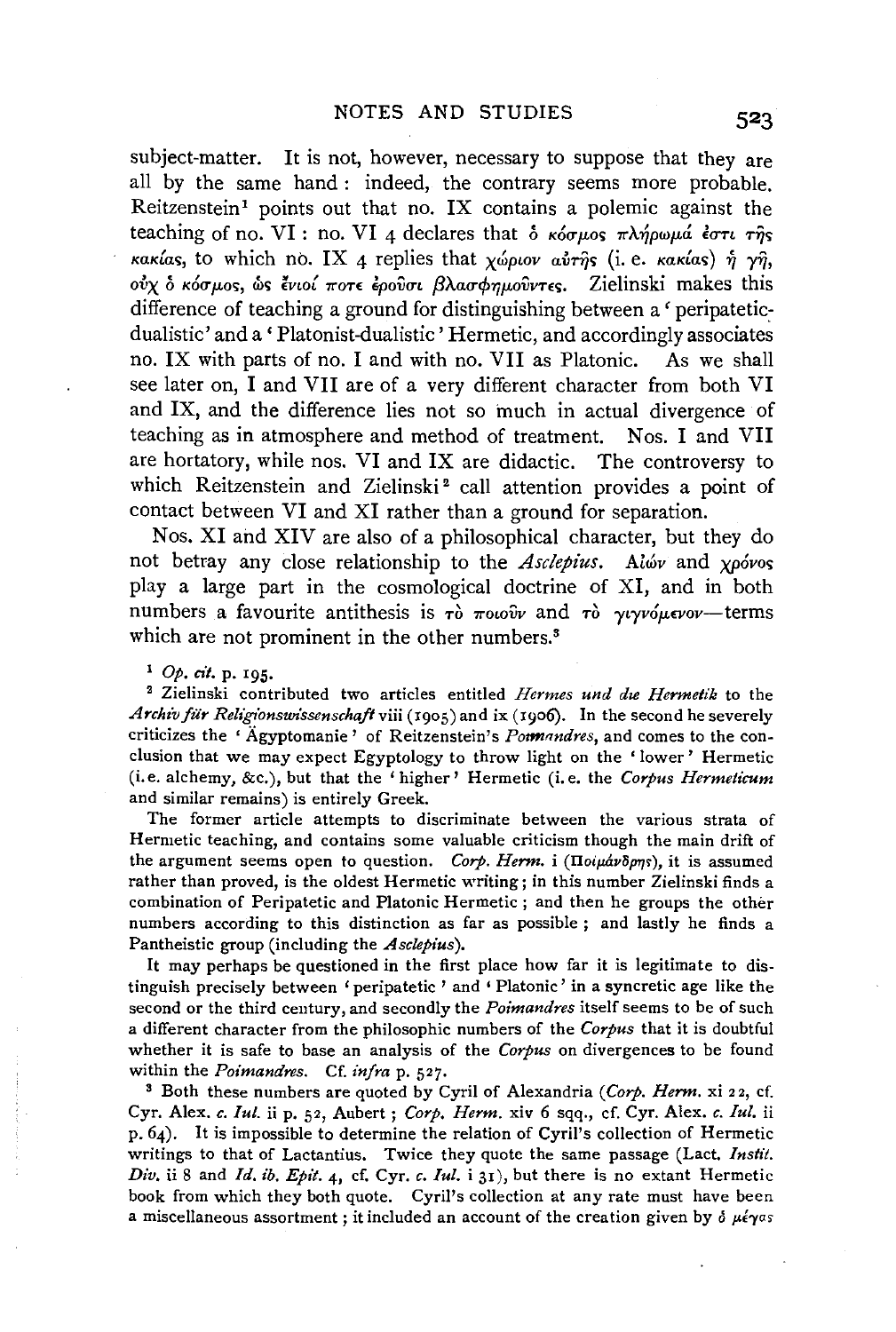subject-matter. It is not, however, necessary to suppose that they are all by the same hand: indeed, the contrary seems more probable. Reitzenstein[1] points out that no. IX contains a polemic against the teaching of no. VI: no. VI 4 declares that ὁ κόσμος πλήρωμά ἐστι τῆς κακίας, to which no. IX 4 replies that χώριον αὐτῆς (i. e. κακίας) ἡ γῆ, οὐχ ὁ κόσμος, ὥς ἔνιοί ποτε ἐροῦσι βλασφημοῦντες. Zielinski makes this difference of teaching a ground for distinguishing between a 'peripatetic-dualistic' and a 'Platonist-dualistic' Hermetic, and accordingly associates no. IX with parts of no. I and with no. VII as Platonic. As we shall see later on, I and VII are of a very different character from both VI and IX, and the difference lies not so much in actual divergence of teaching as in atmosphere and method of treatment. Nos. I and VII are hortatory, while nos. VI and IX are didactic. The controversy to which Reitzenstein and Zielinski[2] call attention provides a point of contact between VI and XI rather than a ground for separation.

Nos. XI and XIV are also of a philosophical character, but they do not betray any close relationship to the *Asclepius*. Αἰών and χρόνος play a large part in the cosmological doctrine of XI, and in both numbers a favourite antithesis is τὸ ποιοῦν and τὸ γιγνόμενον—terms which are not prominent in the other numbers.[3]

[1] *Op. cit.* p. 195.

[2] Zielinski contributed two articles entitled *Hermes und die Hermetik* to the *Archiv für Religionswissenschaft* viii (1905) and ix (1906). In the second he severely criticizes the 'Ägyptomanie' of Reitzenstein's *Poimandres*, and comes to the conclusion that we may expect Egyptology to throw light on the 'lower' Hermetic (i.e. alchemy, &c.), but that the 'higher' Hermetic (i.e. the *Corpus Hermeticum* and similar remains) is entirely Greek.

The former article attempts to discriminate between the various strata of Hermetic teaching, and contains some valuable criticism though the main drift of the argument seems open to question. *Corp. Herm.* i (Ποιμάνδρης), it is assumed rather than proved, is the oldest Hermetic writing; in this number Zielinski finds a combination of Peripatetic and Platonic Hermetic; and then he groups the other numbers according to this distinction as far as possible; and lastly he finds a Pantheistic group (including the *Asclepius*).

It may perhaps be questioned in the first place how far it is legitimate to distinguish precisely between 'peripatetic' and 'Platonic' in a syncretic age like the second or the third century, and secondly the *Poimandres* itself seems to be of such a different character from the philosophic numbers of the *Corpus* that it is doubtful whether it is safe to base an analysis of the *Corpus* on divergences to be found within the *Poimandres*. Cf. *infra* p. 527.

[3] Both these numbers are quoted by Cyril of Alexandria (*Corp. Herm.* xi 22, cf. Cyr. Alex. *c. Iul.* ii p. 52, Aubert; *Corp. Herm.* xiv 6 sqq., cf. Cyr. Alex. *c. Iul.* ii p. 64). It is impossible to determine the relation of Cyril's collection of Hermetic writings to that of Lactantius. Twice they quote the same passage (Lact. *Instit. Div.* ii 8 and *Id. ib. Epit.* 4, cf. Cyr. *c. Iul.* i 31), but there is no extant Hermetic book from which they both quote. Cyril's collection at any rate must have been a miscellaneous assortment; it included an account of the creation given by ὁ μέγας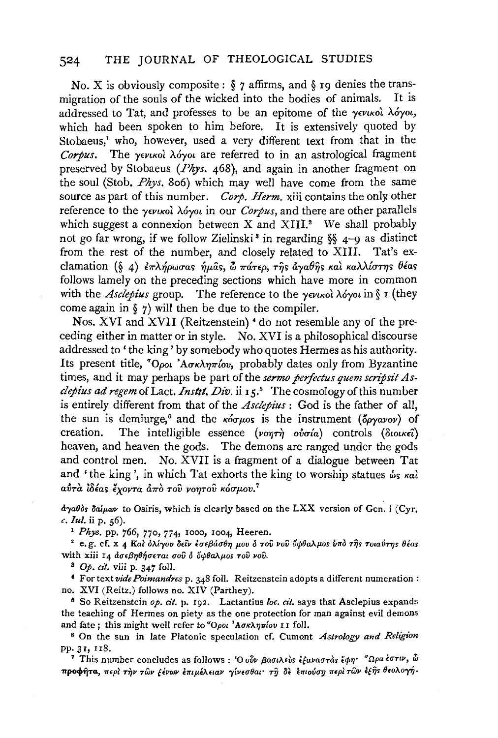No. X is obviously composite: § 7 affirms, and § 19 denies the transmigration of the souls of the wicked into the bodies of animals. It is addressed to Tat, and professes to be an epitome of the γενικοὶ λόγοι, which had been spoken to him before. It is extensively quoted by Stobaeus,[1] who, however, used a very different text from that in the *Corpus*. The γενικοὶ λόγοι are referred to in an astrological fragment preserved by Stobaeus (*Phys.* 468), and again in another fragment on the soul (Stob. *Phys.* 806) which may well have come from the same source as part of this number. *Corp. Herm.* xiii contains the only other reference to the γενικοὶ λόγοι in our *Corpus*, and there are other parallels which suggest a connexion between X and XIII.[2] We shall probably not go far wrong, if we follow Zielinski[3] in regarding §§ 4–9 as distinct from the rest of the number, and closely related to XIII. Tat's exclamation (§ 4) ἐπλήρωσας ἡμᾶς, ὦ πάτερ, τῆς ἀγαθῆς καὶ καλλίστης θέας follows lamely on the preceding sections which have more in common with the *Asclepius* group. The reference to the γενικοὶ λόγοι in § 1 (they come again in § 7) will then be due to the compiler.

Nos. XVI and XVII (Reitzenstein)[4] do not resemble any of the preceding either in matter or in style. No. XVI is a philosophical discourse addressed to 'the king' by somebody who quotes Hermes as his authority. Its present title, Ὅροι Ἀσκληπίου, probably dates only from Byzantine times, and it may perhaps be part of the *sermo perfectus quem scripsit Asclepius ad regem* of Lact. *Instit. Div.* ii 15.[5] The cosmology of this number is entirely different from that of the *Asclepius*: God is the father of all, the sun is demiurge,[6] and the κόσμος is the instrument (ὄργανον) of creation. The intelligible essence (νοητὴ οὐσία) controls (διοικεῖ) heaven, and heaven the gods. The demons are ranged under the gods and control men. No. XVII is a fragment of a dialogue between Tat and 'the king', in which Tat exhorts the king to worship statues ὡς καὶ αὐτὰ ἰδέας ἔχοντα ἀπὸ τοῦ νοητοῦ κόσμου.[7]

---

ἀγαθὸς δαίμων to Osiris, which is clearly based on the LXX version of Gen. i (Cyr. *c. Iul.* ii p. 56).

[1] *Phys.* pp. 766, 770, 774, 1000, 1004, Heeren.

[2] e.g. cf. x 4 Καὶ ὀλίγου δεῖν ἐσεβάσθη μου ὁ τοῦ νοῦ ὀφθαλμὸς ὑπὸ τῆς τοιαύτης θέας with xiii 14 ἀσεβηθήσεται σοῦ ὁ ὀφθαλμὸς τοῦ νοῦ.

[3] *Op. cit.* viii p. 347 foll.

[4] For text *vide Poimandres* p. 348 foll. Reitzenstein adopts a different numeration: no. XVI (Reitz.) follows no. XIV (Parthey).

[5] So Reitzenstein *op. cit.* p. 192. Lactantius *loc. cit.* says that Asclepius expands the teaching of Hermes on piety as the one protection for man against evil demons and fate; this might well refer to Ὅροι Ἀσκληπίου 11 foll.

[6] On the sun in late Platonic speculation cf. Cumont *Astrology and Religion* pp. 31, 118.

[7] This number concludes as follows: Ὁ οὖν βασιλεὺς ἐξαναστὰς ἔφη· Ὥρα ἐστιν, ὦ προφῆτα, περὶ τὴν τῶν ξένων ἐπιμέλειαν γίνεσθαι· τῇ δὲ ἐπιούσῃ περὶ τῶν ἑξῆς θεολογή-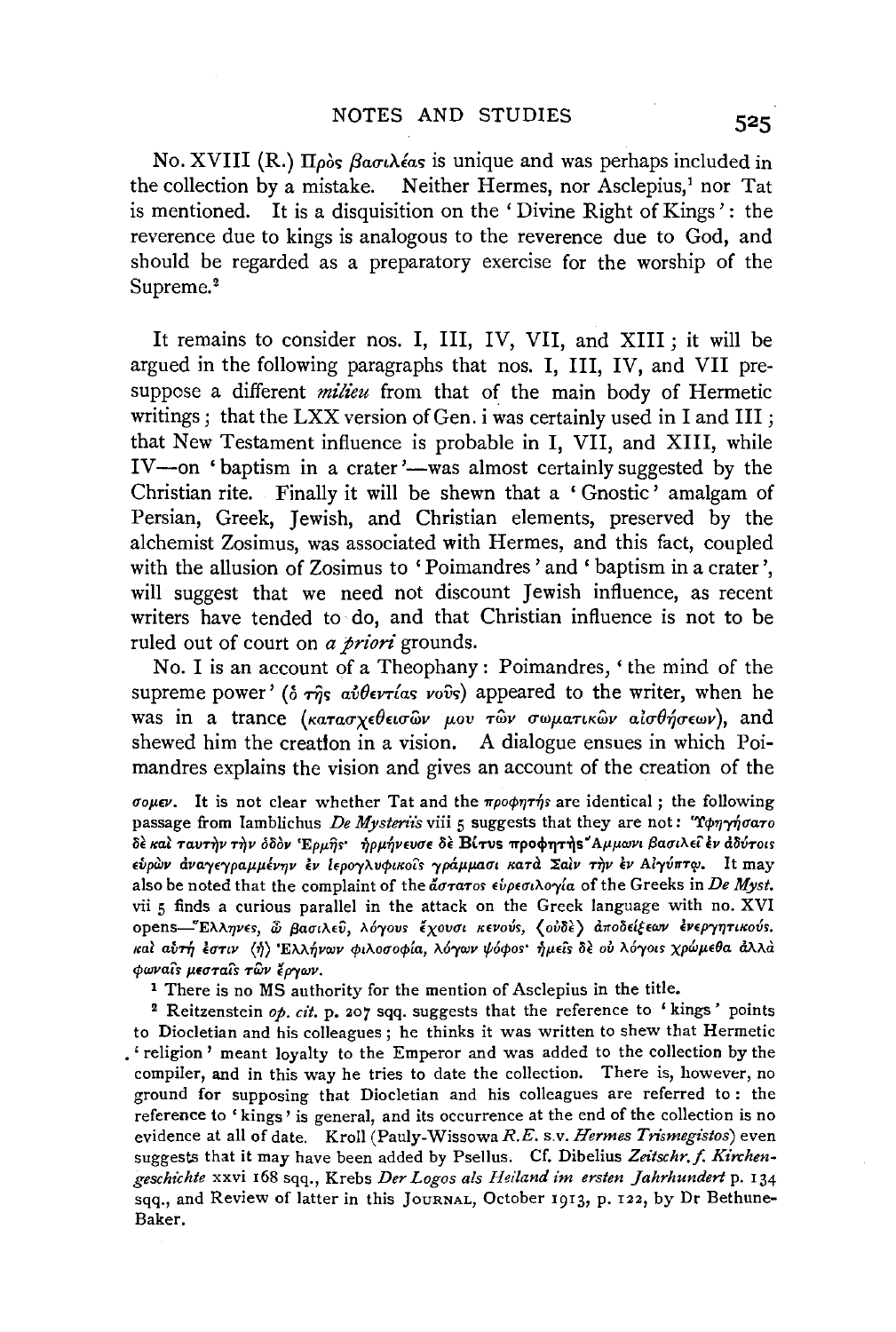No. XVIII (R.) Πρὸς βασιλέας is unique and was perhaps included in the collection by a mistake. Neither Hermes, nor Asclepius,[1] nor Tat is mentioned. It is a disquisition on the 'Divine Right of Kings': the reverence due to kings is analogous to the reverence due to God, and should be regarded as a preparatory exercise for the worship of the Supreme.[2]

It remains to consider nos. I, III, IV, VII, and XIII; it will be argued in the following paragraphs that nos. I, III, IV, and VII presuppose a different *milieu* from that of the main body of Hermetic writings; that the LXX version of Gen. i was certainly used in I and III; that New Testament influence is probable in I, VII, and XIII, while IV—on 'baptism in a crater'—was almost certainly suggested by the Christian rite. Finally it will be shewn that a 'Gnostic' amalgam of Persian, Greek, Jewish, and Christian elements, preserved by the alchemist Zosimus, was associated with Hermes, and this fact, coupled with the allusion of Zosimus to 'Poimandres' and 'baptism in a crater', will suggest that we need not discount Jewish influence, as recent writers have tended to do, and that Christian influence is not to be ruled out of court on *a priori* grounds.

No. I is an account of a Theophany: Poimandres, 'the mind of the supreme power' (ὁ τῆς αὐθεντίας νοῦς) appeared to the writer, when he was in a trance (κατασχεθεισῶν μου τῶν σωματικῶν αἰσθήσεων), and shewed him the creation in a vision. A dialogue ensues in which Poimandres explains the vision and gives an account of the creation of the

σομεν. It is not clear whether Tat and the προφήτης are identical; the following passage from Iamblichus *De Mysteriis* viii 5 suggests that they are not: Ὑφηγήσατο δὲ καὶ ταυτὴν τὴν ὁδὸν Ἑρμῆς· ἡρμήνευσε δὲ **Βίτυς προφήτης** Ἄμμωνι βασιλεῖ ἐν ἀδύτοις εὑρὼν ἀναγεγραμμένην ἐν ἱερογλυφικοῖς γράμμασι κατὰ Σαῒν τὴν ἐν Αἰγύπτῳ. It may also be noted that the complaint of the ἄστατος εὑρεσιλογία of the Greeks in *De Myst.* vii 5 finds a curious parallel in the attack on the Greek language with no. XVI opens—Ἕλληνες, ὦ βασιλεῦ, λόγους ἔχουσι κενούς, ⟨οὐδὲ⟩ ἀποδείξεων ἐνεργητικούς. καὶ αὐτή ἐστιν ⟨ἡ⟩ Ἑλλήνων φιλοσοφία, λόγων ψόφος· ἡμεῖς δὲ οὐ λόγοις χρώμεθα ἀλλὰ φωναῖς μεσταῖς τῶν ἔργων.

[1] There is no MS authority for the mention of Asclepius in the title.

[2] Reitzenstein *op. cit.* p. 207 sqq. suggests that the reference to 'kings' points to Diocletian and his colleagues; he thinks it was written to shew that Hermetic 'religion' meant loyalty to the Emperor and was added to the collection by the compiler, and in this way he tries to date the collection. There is, however, no ground for supposing that Diocletian and his colleagues are referred to: the reference to 'kings' is general, and its occurrence at the end of the collection is no evidence at all of date. Kroll (Pauly-Wissowa *R.E.* s.v. *Hermes Trismegistos*) even suggests that it may have been added by Psellus. Cf. Dibelius *Zeitschr. f. Kirchengeschichte* xxvi 168 sqq., Krebs *Der Logos als Heiland im ersten Jahrhundert* p. 134 sqq., and Review of latter in this JOURNAL, October 1913, p. 122, by Dr Bethune-Baker.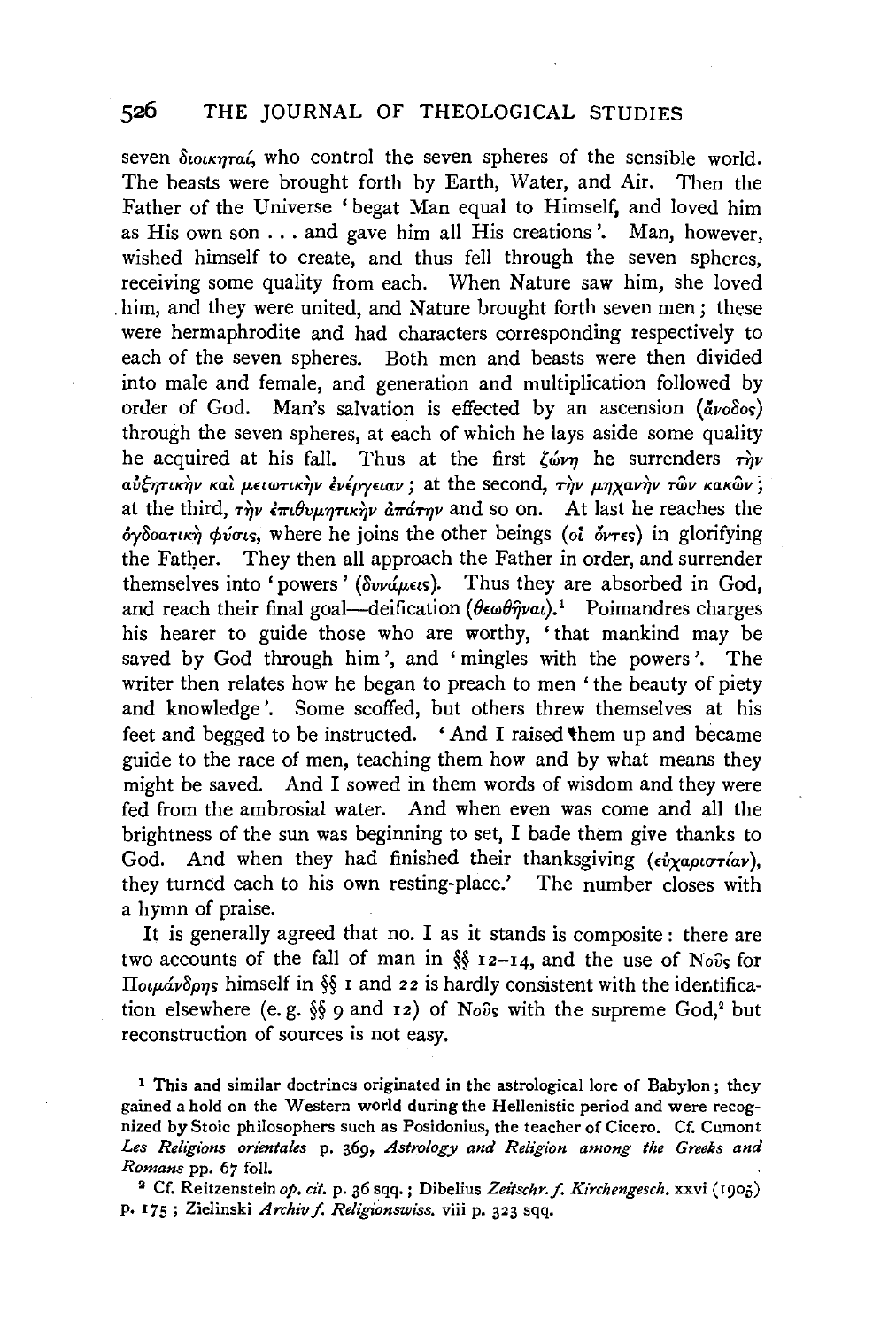seven διοικηταί, who control the seven spheres of the sensible world. The beasts were brought forth by Earth, Water, and Air. Then the Father of the Universe 'begat Man equal to Himself, and loved him as His own son . . . and gave him all His creations'. Man, however, wished himself to create, and thus fell through the seven spheres, receiving some quality from each. When Nature saw him, she loved him, and they were united, and Nature brought forth seven men; these were hermaphrodite and had characters corresponding respectively to each of the seven spheres. Both men and beasts were then divided into male and female, and generation and multiplication followed by order of God. Man's salvation is effected by an ascension (ἄνοδος) through the seven spheres, at each of which he lays aside some quality he acquired at his fall. Thus at the first ζώνη he surrenders τὴν αὐξητικὴν καὶ μειωτικὴν ἐνέργειαν; at the second, τὴν μηχανὴν τῶν κακῶν; at the third, τὴν ἐπιθυμητικὴν ἀπάτην and so on. At last he reaches the ὀγδοατικὴ φύσις, where he joins the other beings (οἱ ὄντες) in glorifying the Father. They then all approach the Father in order, and surrender themselves into 'powers' (δυνάμεις). Thus they are absorbed in God, and reach their final goal—deification (θεωθῆναι).[1] Poimandres charges his hearer to guide those who are worthy, 'that mankind may be saved by God through him', and 'mingles with the powers'. The writer then relates how he began to preach to men 'the beauty of piety and knowledge'. Some scoffed, but others threw themselves at his feet and begged to be instructed. 'And I raised them up and became guide to the race of men, teaching them how and by what means they might be saved. And I sowed in them words of wisdom and they were fed from the ambrosial water. And when even was come and all the brightness of the sun was beginning to set, I bade them give thanks to God. And when they had finished their thanksgiving (εὐχαριστίαν), they turned each to his own resting-place.' The number closes with a hymn of praise.

It is generally agreed that no. I as it stands is composite: there are two accounts of the fall of man in §§ 12–14, and the use of Νοῦς for Ποιμάνδρης himself in §§ 1 and 22 is hardly consistent with the identification elsewhere (e.g. §§ 9 and 12) of Νοῦς with the supreme God,[2] but reconstruction of sources is not easy.

[1] This and similar doctrines originated in the astrological lore of Babylon; they gained a hold on the Western world during the Hellenistic period and were recognized by Stoic philosophers such as Posidonius, the teacher of Cicero. Cf. Cumont *Les Religions orientales* p. 369, *Astrology and Religion among the Greeks and Romans* pp. 67 foll.

[2] Cf. Reitzenstein *op. cit.* p. 36 sqq.; Dibelius *Zeitschr. f. Kirchengesch.* xxvi (1905) p. 175; Zielinski *Archiv f. Religionswiss.* viii p. 323 sqq.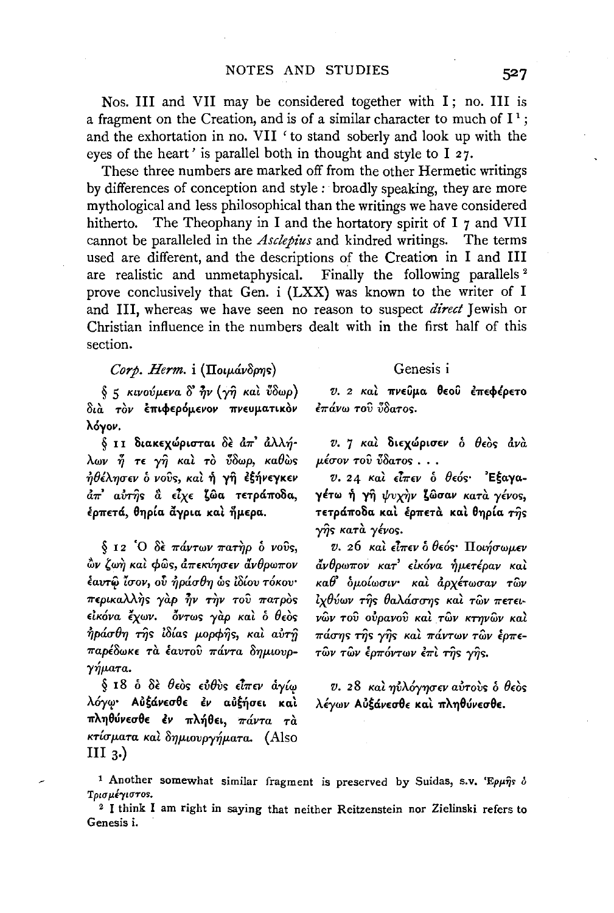Nos. III and VII may be considered together with I; no. III is a fragment on the Creation, and is of a similar character to much of I[1]; and the exhortation in no. VII 'to stand soberly and look up with the eyes of the heart' is parallel both in thought and style to I 27.

These three numbers are marked off from the other Hermetic writings by differences of conception and style: broadly speaking, they are more mythological and less philosophical than the writings we have considered hitherto. The Theophany in I and the hortatory spirit of I 7 and VII cannot be paralleled in the *Asclepius* and kindred writings. The terms used are different, and the descriptions of the Creation in I and III are realistic and unmetaphysical. Finally the following parallels[2] prove conclusively that Gen. i (LXX) was known to the writer of I and III, whereas we have seen no reason to suspect *direct* Jewish or Christian influence in the numbers dealt with in the first half of this section.

| *Corp. Herm.* i (Ποιμάνδρης) | Genesis i |
|---|---|
| § 5 *κινούμενα δ' ἦν (γῆ καὶ ὕδωρ) διὰ τὸν* **ἐπιφερόμενον** *πνευματικὸν* **λόγον.** | *v.* 2 *καὶ* **πνεῦμα θεοῦ ἐπεφέρετο** *ἐπάνω τοῦ ὕδατος.* |
| § 11 **διακεχώρισται** *δὲ ἀπ' ἀλλήλων ἥ τε γῆ καὶ τὸ ὕδωρ, καθὼς ἠθέλησεν ὁ νοῦς, καὶ ἡ γῆ* **ἐξήνεγκεν** *ἀπ' αὐτῆς ἃ εἶχε* **ζῷα τετράποδα, ἑρπετά, θηρία** *ἄγρια καὶ ἥμερα.* | *v.* 7 *καὶ* **διεχώρισεν** *ὁ θεὸς ἀνὰ μέσον τοῦ ὕδατος . . .* <br> *v.* 24 *καὶ εἶπεν ὁ θεός·* **Ἐξαγαγέτω** *ἡ γῆ ψυχὴν* **ζῶσαν** *κατὰ γένος,* **τετράποδα** *καὶ* **ἑρπετὰ** *καὶ* **θηρία** *τῆς γῆς κατὰ γένος.* |
| § 12 *Ὁ δὲ πάντων πατὴρ ὁ νοῦς, ὢν ζωὴ καὶ φῶς, ἀπεκύησεν ἄνθρωπον ἑαυτῷ ἴσον, οὗ ἠράσθη ὡς ἰδίου τόκου·* **περικαλλὴς** *γὰρ ἦν τὴν τοῦ πατρὸς* **εἰκόνα** *ἔχων. ὄντως γὰρ καὶ ὁ θεὸς ἠράσθη τῆς ἰδίας μορφῆς, καὶ αὐτῇ παρέδωκε τὰ ἑαυτοῦ πάντα δημιουργήματα.* | *v.* 26 *καὶ εἶπεν ὁ θεός· Ποιήσωμεν ἄνθρωπον κατ' εἰκόνα ἡμετέραν καὶ καθ' ὁμοίωσιν· καὶ ἀρχέτωσαν τῶν ἰχθύων τῆς θαλάσσης καὶ τῶν πετεινῶν τοῦ οὐρανοῦ καὶ τῶν κτηνῶν καὶ πάσης τῆς γῆς καὶ πάντων τῶν ἑρπετῶν τῶν ἑρπόντων ἐπὶ τῆς γῆς.* |
| § 18 *ὁ δὲ θεὸς εὐθὺς εἶπεν ἁγίῳ λόγῳ·* **Αὐξάνεσθε** *ἐν αὐξήσει* **καὶ πληθύνεσθε** *ἐν πλήθει, πάντα τὰ κτίσματα καὶ δημιουργήματα.* (Also III 3.) | *v.* 28 *καὶ ηὐλόγησεν αὐτοὺς ὁ θεὸς λέγων* **Αὐξάνεσθε καὶ πληθύνεσθε.** |

[1] Another somewhat similar fragment is preserved by Suidas, s.v. Ἑρμῆς ὁ Τρισμέγιστος.

[2] I think I am right in saying that neither Reitzenstein nor Zielinski refers to Genesis i.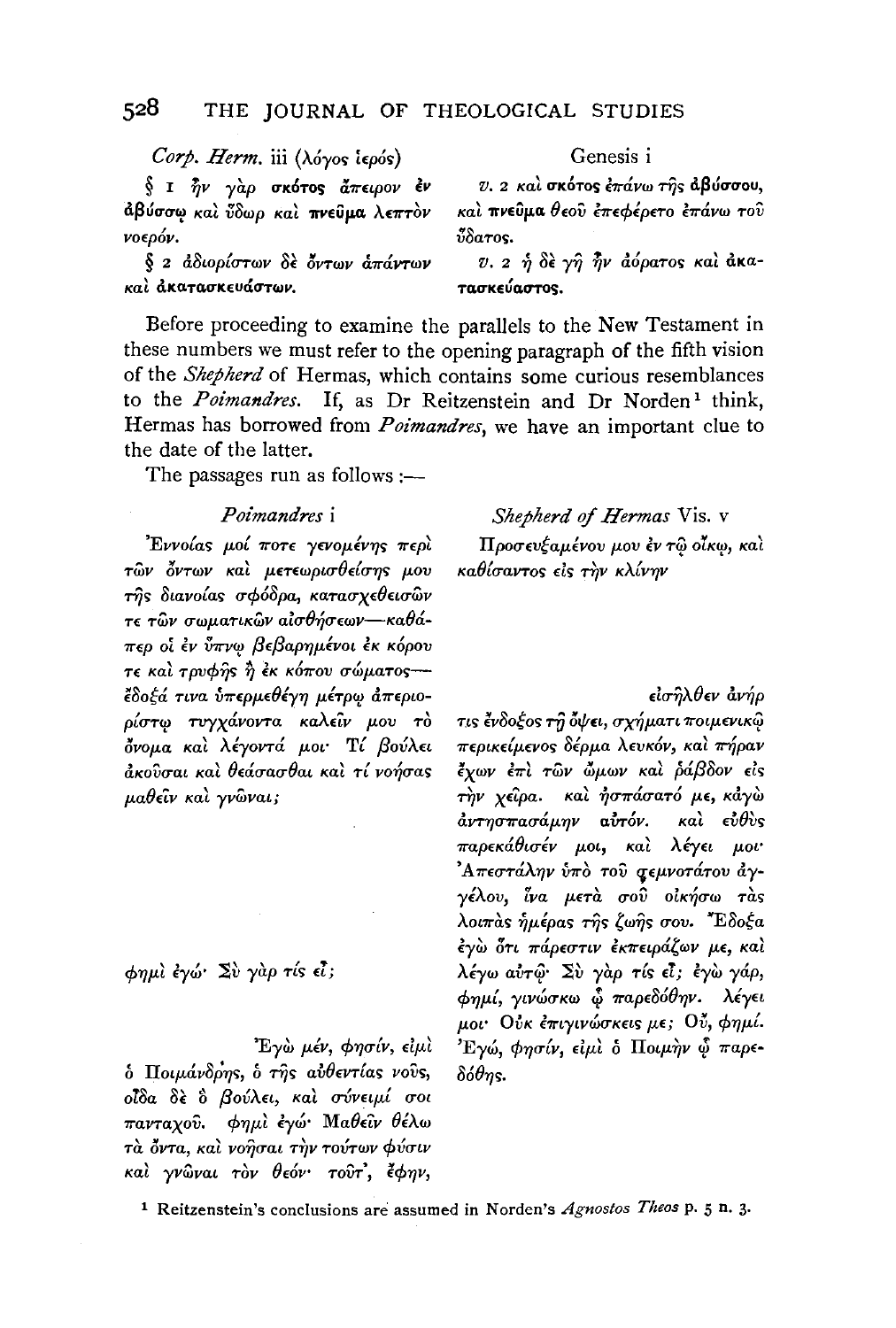| *Corp. Herm.* iii (λόγος ἱερός) | Genesis i |
|---|---|
| § 1 ἦν γὰρ **σκότος** ἄπειρον ἐν **ἀβύσσῳ** καὶ ὕδωρ καὶ **πνεῦμα** λεπτὸν νοερόν. | *v.* 2 καὶ **σκότος** ἐπάνω τῆς **ἀβύσσου**, καὶ **πνεῦμα** θεοῦ ἐπεφέρετο ἐπάνω τοῦ ὕδατος. |
| § 2 ἀδιορίστων δὲ ὄντων ἁπάντων καὶ **ἀκατασκευάστων**. | *v.* 2 ἡ δὲ γῆ ἦν ἀόρατος καὶ **ἀκατασκεύαστος**. |

Before proceeding to examine the parallels to the New Testament in these numbers we must refer to the opening paragraph of the fifth vision of the *Shepherd* of Hermas, which contains some curious resemblances to the *Poimandres*. If, as Dr Reitzenstein and Dr Norden[1] think, Hermas has borrowed from *Poimandres*, we have an important clue to the date of the latter.

The passages run as follows:—

| *Poimandres* i | *Shepherd of Hermas* Vis. v |
|---|---|
| Ἐννοίας μοί ποτε γενομένης περὶ τῶν ὄντων καὶ μετεωρισθείσης μου τῆς διανοίας σφόδρα, κατασχεθεισῶν τε τῶν σωματικῶν αἰσθήσεων—καθάπερ οἱ ἐν ὕπνῳ βεβαρημένοι ἐκ κόρου τε καὶ τρυφῆς ἢ ἐκ κόπου σώματος—ἔδοξά τινα ὑπερμεθέγη μέτρῳ ἀπεριορίστῳ τυγχάνοντα καλεῖν μου τὸ ὄνομα καὶ λέγοντά μοι· Τί βούλει ἀκοῦσαι καὶ θεάσασθαι καὶ τί νοήσας μαθεῖν καὶ γνῶναι; | Προσευξαμένου μου ἐν τῷ οἴκῳ, καὶ καθίσαντος εἰς τὴν κλίνην εἰσῆλθεν ἀνήρ τις ἔνδοξος τῇ ὄψει, σχήματι ποιμενικῷ περικείμενος δέρμα λευκόν, καὶ πήραν ἔχων ἐπὶ τῶν ὤμων καὶ ῥάβδον εἰς τὴν χεῖρα. καὶ ἠσπάσατό με, κἀγὼ ἀντησπασάμην αὐτόν. καὶ εὐθὺς παρεκάθισέν μοι, καὶ λέγει μοι· Ἀπεστάλην ὑπὸ τοῦ σεμνοτάτου ἀγγέλου, ἵνα μετὰ σοῦ οἰκήσω τὰς λοιπὰς ἡμέρας τῆς ζωῆς σου. Ἔδοξα ἐγὼ ὅτι πάρεστιν ἐκπειράζων με, καὶ |
| φημὶ ἐγώ· Σὺ γὰρ τίς εἶ; | λέγω αὐτῷ· Σὺ γὰρ τίς εἶ; ἐγὼ γάρ, φημί, γινώσκω ᾧ παρεδόθην. λέγει μοι· Οὐκ ἐπιγινώσκεις με; Οὔ, φημί. |
| Ἐγὼ μέν, φησίν, εἰμὶ ὁ Ποιμάνδρης, ὁ τῆς αὐθεντίας νοῦς, οἶδα δὲ ὃ βούλει, καὶ σύνειμί σοι πανταχοῦ. φημὶ ἐγώ· Μαθεῖν θέλω τὰ ὄντα, καὶ νοῆσαι τὴν τούτων φύσιν καὶ γνῶναι τὸν θεόν· τοῦτ', ἔφην, | Ἐγώ, φησίν, εἰμὶ ὁ Ποιμὴν ᾧ παρεδόθης. |

[1] Reitzenstein's conclusions are assumed in Norden's *Agnostos Theos* p. 5 n. 3.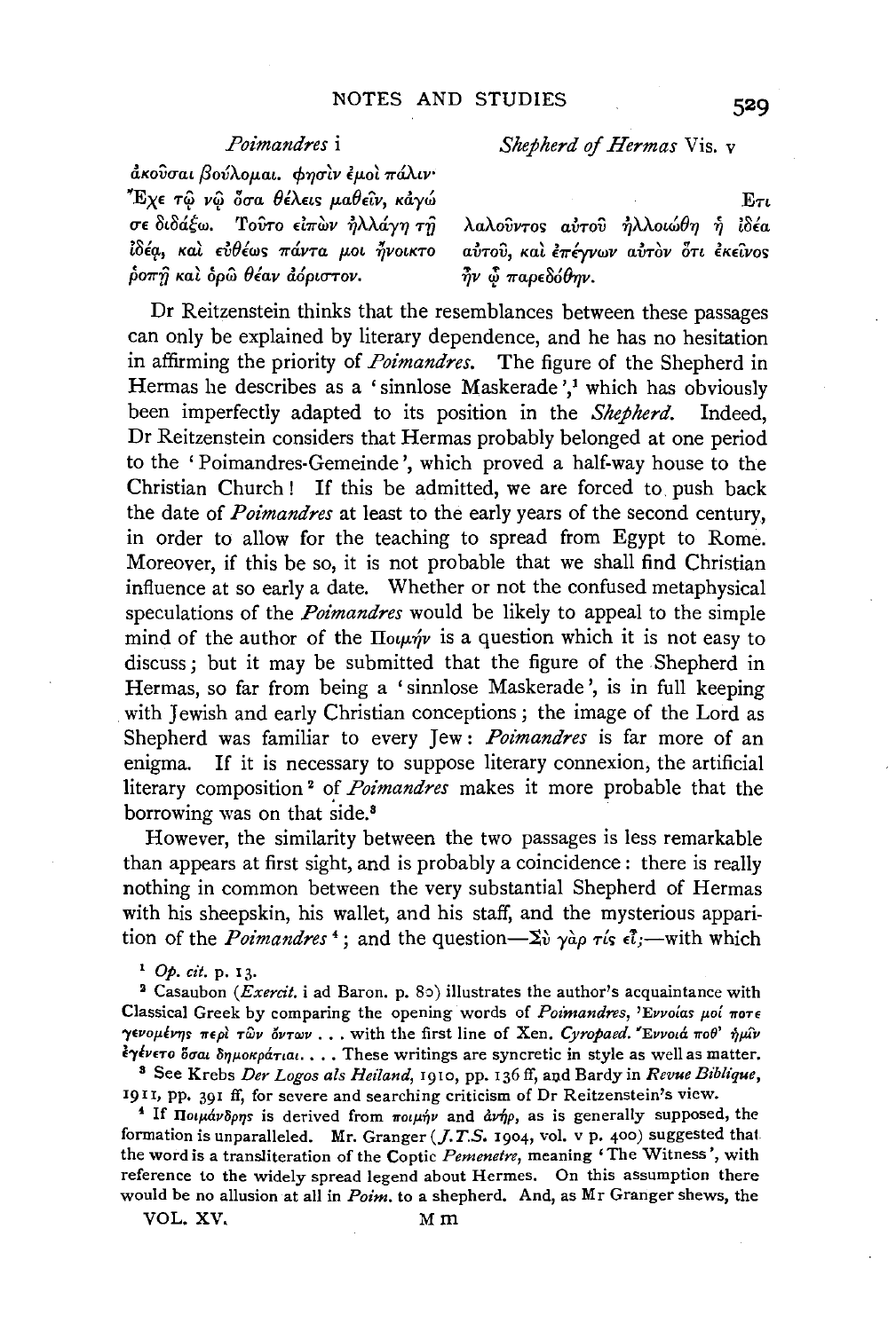| *Poimandres* i | *Shepherd of Hermas* Vis. v |
|---|---|
| ἀκοῦσαι βούλομαι. φησὶν ἐμοὶ πάλιν· Ἔχε τῷ νῷ ὅσα θέλεις μαθεῖν, κἀγώ σε διδάξω. Τοῦτο εἰπὼν ἠλλάγη τῇ ἰδέᾳ, καὶ εὐθέως πάντα μοι ἤνοικτο ῥοπῇ καὶ ὁρῶ θέαν ἀόριστον. | Ἔτι λαλοῦντος αὐτοῦ ἠλλοιώθη ἡ ἰδέα αὐτοῦ, καὶ ἐπέγνων αὐτὸν ὅτι ἐκεῖνος ἦν ᾧ παρεδόθην. |

Dr Reitzenstein thinks that the resemblances between these passages can only be explained by literary dependence, and he has no hesitation in affirming the priority of *Poimandres*. The figure of the Shepherd in Hermas he describes as a 'sinnlose Maskerade',[1] which has obviously been imperfectly adapted to its position in the *Shepherd*. Indeed, Dr Reitzenstein considers that Hermas probably belonged at one period to the 'Poimandres-Gemeinde', which proved a half-way house to the Christian Church! If this be admitted, we are forced to push back the date of *Poimandres* at least to the early years of the second century, in order to allow for the teaching to spread from Egypt to Rome. Moreover, if this be so, it is not probable that we shall find Christian influence at so early a date. Whether or not the confused metaphysical speculations of the *Poimandres* would be likely to appeal to the simple mind of the author of the Ποιμήν is a question which it is not easy to discuss; but it may be submitted that the figure of the Shepherd in Hermas, so far from being a 'sinnlose Maskerade', is in full keeping with Jewish and early Christian conceptions; the image of the Lord as Shepherd was familiar to every Jew: *Poimandres* is far more of an enigma. If it is necessary to suppose literary connexion, the artificial literary composition[2] of *Poimandres* makes it more probable that the borrowing was on that side.[3]

However, the similarity between the two passages is less remarkable than appears at first sight, and is probably a coincidence: there is really nothing in common between the very substantial Shepherd of Hermas with his sheepskin, his wallet, and his staff, and the mysterious apparition of the *Poimandres*[4]; and the question—Σὺ γὰρ τίς εἶ;—with which

[1] *Op. cit.* p. 13.

[2] Casaubon (*Exercit.* i ad Baron. p. 80) illustrates the author's acquaintance with Classical Greek by comparing the opening words of *Poimandres*, Ἐννοίας μοί ποτε γενομένης περὶ τῶν ὄντων . . . with the first line of Xen. *Cyropaed.* Ἐννοιά ποθ' ἡμῖν ἐγένετο ὅσαι δημοκράτιαι. . . . These writings are syncretic in style as well as matter.

[3] See Krebs *Der Logos als Heiland*, 1910, pp. 136 ff, and Bardy in *Revue Biblique*, 1911, pp. 391 ff, for severe and searching criticism of Dr Reitzenstein's view.

[4] If Ποιμάνδρης is derived from ποιμήν and ἀνήρ, as is generally supposed, the formation is unparalleled. Mr. Granger (*J.T.S.* 1904, vol. v p. 400) suggested that the word is a transliteration of the Coptic *Pemenetre*, meaning 'The Witness', with reference to the widely spread legend about Hermes. On this assumption there would be no allusion at all in *Poim.* to a shepherd. And, as Mr Granger shews, the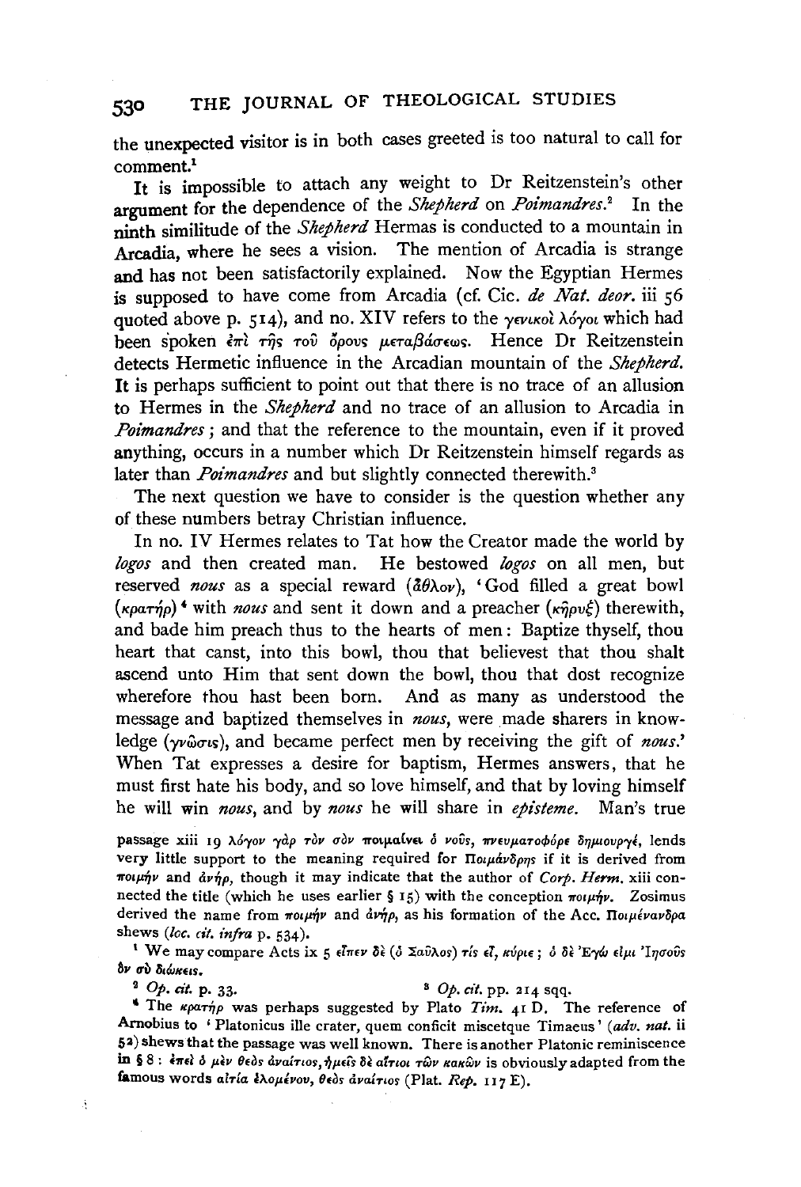the unexpected visitor is in both cases greeted is too natural to call for comment.[1]

It is impossible to attach any weight to Dr Reitzenstein's other argument for the dependence of the *Shepherd* on *Poimandres*.[2] In the ninth similitude of the *Shepherd* Hermas is conducted to a mountain in Arcadia, where he sees a vision. The mention of Arcadia is strange and has not been satisfactorily explained. Now the Egyptian Hermes is supposed to have come from Arcadia (cf. Cic. *de Nat. deor.* iii 56 quoted above p. 514), and no. XIV refers to the γενικοὶ λόγοι which had been spoken ἐπὶ τῆς τοῦ ὄρους μεταβάσεως. Hence Dr Reitzenstein detects Hermetic influence in the Arcadian mountain of the *Shepherd*. It is perhaps sufficient to point out that there is no trace of an allusion to Hermes in the *Shepherd* and no trace of an allusion to Arcadia in *Poimandres*; and that the reference to the mountain, even if it proved anything, occurs in a number which Dr Reitzenstein himself regards as later than *Poimandres* and but slightly connected therewith.[3]

The next question we have to consider is the question whether any of these numbers betray Christian influence.

In no. IV Hermes relates to Tat how the Creator made the world by *logos* and then created man. He bestowed *logos* on all men, but reserved *nous* as a special reward (ἆθλον), 'God filled a great bowl (κρατήρ)[4] with *nous* and sent it down and a preacher (κῆρυξ) therewith, and bade him preach thus to the hearts of men: Baptize thyself, thou heart that canst, into this bowl, thou that believest that thou shalt ascend unto Him that sent down the bowl, thou that dost recognize wherefore thou hast been born. And as many as understood the message and baptized themselves in *nous*, were made sharers in knowledge (γνῶσις), and became perfect men by receiving the gift of *nous*.' When Tat expresses a desire for baptism, Hermes answers, that he must first hate his body, and so love himself, and that by loving himself he will win *nous*, and by *nous* he will share in *episteme*. Man's true

passage xiii 19 λόγον γὰρ τὸν σὸν ποιμαίνει ὁ νοῦς, πνευματοφόρε δημιουργέ, lends very little support to the meaning required for Ποιμάνδρης if it is derived from ποιμήν and ἀνήρ, though it may indicate that the author of *Corp. Herm.* xiii connected the title (which he uses earlier § 15) with the conception ποιμήν. Zosimus derived the name from ποιμήν and ἀνήρ, as his formation of the Acc. Ποιμένανδρα shews (*loc. cit. infra* p. 534).

[1] We may compare Acts ix 5 εἶπεν δὲ (ὁ Σαῦλος) τίς εἶ, κύριε; ὁ δὲ Ἐγώ εἰμι Ἰησοῦς ὃν σὺ διώκεις.

[2] *Op. cit.* p. 33.

[3] *Op. cit.* pp. 214 sqq.

[4] The κρατήρ was perhaps suggested by Plato *Tim.* 41 D. The reference of Arnobius to 'Platonicus ille crater, quem conficit miscetque Timaeus' (*adv. nat.* ii 52) shews that the passage was well known. There is another Platonic reminiscence in § 8: ἐπεὶ ὁ μὲν θεὸς ἀναίτιος, ἡμεῖς δὲ αἴτιοι τῶν κακῶν is obviously adapted from the famous words αἰτία ἑλομένου, θεὸς ἀναίτιος (Plat. *Rep.* 117 E).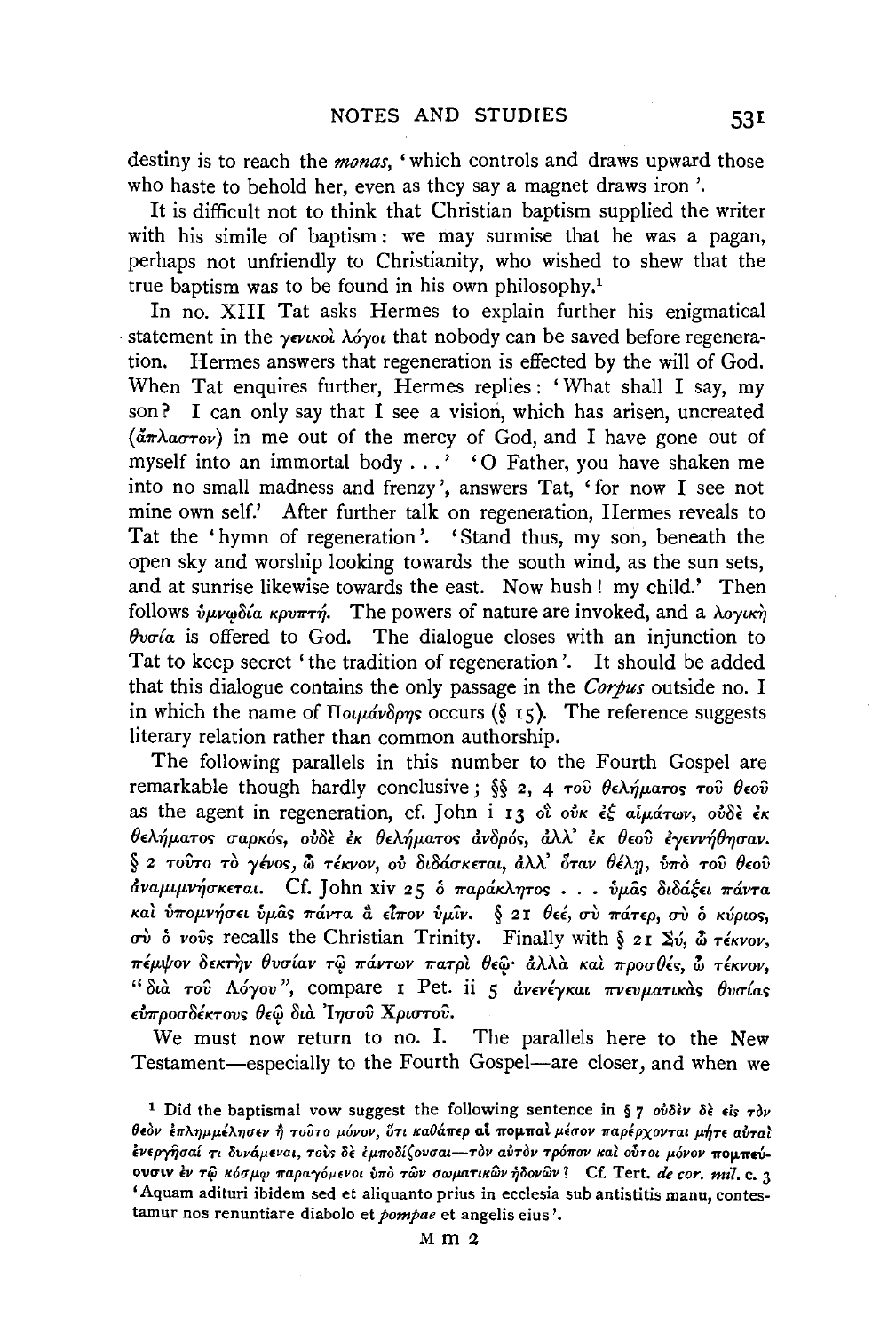destiny is to reach the *monas*, 'which controls and draws upward those who haste to behold her, even as they say a magnet draws iron'.

It is difficult not to think that Christian baptism supplied the writer with his simile of baptism: we may surmise that he was a pagan, perhaps not unfriendly to Christianity, who wished to shew that the true baptism was to be found in his own philosophy.[1]

In no. XIII Tat asks Hermes to explain further his enigmatical statement in the γενικοὶ λόγοι that nobody can be saved before regeneration. Hermes answers that regeneration is effected by the will of God. When Tat enquires further, Hermes replies: 'What shall I say, my son? I can only say that I see a vision, which has arisen, uncreated (ἄπλαστον) in me out of the mercy of God, and I have gone out of myself into an immortal body . . .' 'O Father, you have shaken me into no small madness and frenzy', answers Tat, 'for now I see not mine own self.' After further talk on regeneration, Hermes reveals to Tat the 'hymn of regeneration'. 'Stand thus, my son, beneath the open sky and worship looking towards the south wind, as the sun sets, and at sunrise likewise towards the east. Now hush! my child.' Then follows ὑμνῳδία κρυπτή. The powers of nature are invoked, and a λογικὴ θυσία is offered to God. The dialogue closes with an injunction to Tat to keep secret 'the tradition of regeneration'. It should be added that this dialogue contains the only passage in the *Corpus* outside no. I in which the name of Ποιμάνδρης occurs (§ 15). The reference suggests literary relation rather than common authorship.

The following parallels in this number to the Fourth Gospel are remarkable though hardly conclusive; §§ 2, 4 τοῦ θελήματος τοῦ θεοῦ as the agent in regeneration, cf. John i 13 οἳ οὐκ ἐξ αἱμάτων, οὐδὲ ἐκ θελήματος σαρκός, οὐδὲ ἐκ θελήματος ἀνδρός, ἀλλ' ἐκ θεοῦ ἐγεννήθησαν. § 2 τοῦτο τὸ γένος, ὦ τέκνον, οὐ διδάσκεται, ἀλλ' ὅταν θέλῃ, ὑπὸ τοῦ θεοῦ ἀναμιμνήσκεται. Cf. John xiv 25 ὁ παράκλητος . . . ὑμᾶς διδάξει πάντα καὶ ὑπομνήσει ὑμᾶς πάντα ἃ εἶπον ὑμῖν. § 21 θεέ, σὺ πάτερ, σὺ ὁ κύριος, σὺ ὁ νοῦς recalls the Christian Trinity. Finally with § 21 Σύ, ὦ τέκνον, πέμψον δεκτὴν θυσίαν τῷ πάντων πατρὶ θεῷ· ἀλλὰ καὶ προσθές, ὦ τέκνον, "διὰ τοῦ Λόγου", compare 1 Pet. ii 5 ἀνενέγκαι πνευματικὰς θυσίας εὐπροσδέκτους θεῷ διὰ Ἰησοῦ Χριστοῦ.

We must now return to no. I. The parallels here to the New Testament—especially to the Fourth Gospel—are closer, and when we

[1] Did the baptismal vow suggest the following sentence in § 7 οὐδὲν δὲ εἰς τὸν θεὸν ἐπλημμέλησεν ἢ τοῦτο μόνον, ὅτι καθάπερ αἱ πομπαὶ μέσον παρέρχονται μήτε αὐταὶ ἐνεργῆσαί τι δυνάμεναι, τοὺς δὲ ἐμποδίζουσαι—τὸν αὐτὸν τρόπον καὶ οὗτοι μόνον πομπεύουσιν ἐν τῷ κόσμῳ παραγόμενοι ὑπὸ τῶν σωματικῶν ἡδονῶν? Cf. Tert. *de cor. mil.* c. 3 'Aquam adituri ibidem sed et aliquanto prius in ecclesia sub antistitis manu, contestamur nos renuntiare diabolo et *pompae* et angelis eius'.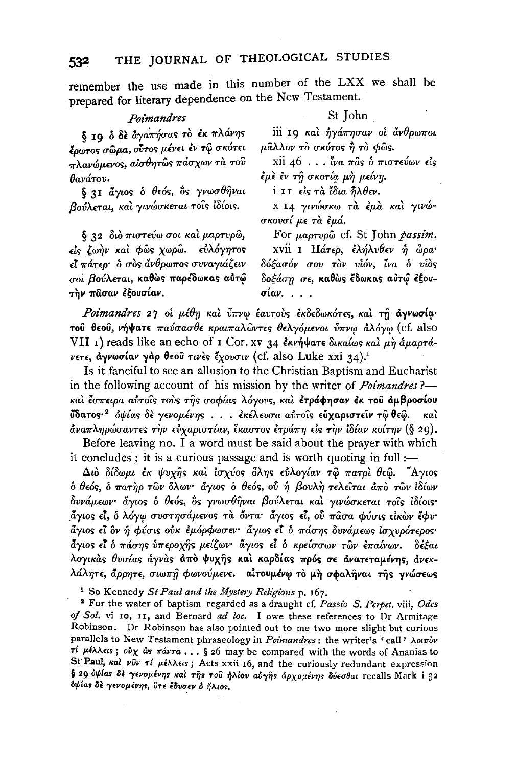remember the use made in this number of the LXX we shall be prepared for literary dependence on the New Testament.

| *Poimandres* | St John |
|---|---|
| § 19 ὁ δὲ ἀγαπήσας τὸ ἐκ πλάνης ἔρωτος σῶμα, οὗτος μένει ἐν τῷ σκότει πλανώμενος, αἰσθητῶς πάσχων τὰ τοῦ θανάτου. | iii 19 καὶ ἠγάπησαν οἱ ἄνθρωποι μᾶλλον τὸ σκότος ἢ τὸ φῶς. xii 46 . . . ἵνα πᾶς ὁ πιστεύων εἰς ἐμὲ ἐν τῇ σκοτίᾳ μὴ μείνῃ. |
| § 31 ἅγιος ὁ θεός, ὃς γνωσθῆναι βούλεται, καὶ γινώσκεται τοῖς ἰδίοις. | i 11 εἰς τὰ ἴδια ἦλθεν. x 14 γινώσκω τὰ ἐμὰ καὶ γινώσκουσί με τὰ ἐμά. |
| § 32 διὸ πιστεύω σοι καὶ μαρτυρῶ, εἰς ζωὴν καὶ φῶς χωρῶ. εὐλόγητος εἶ πάτερ· ὁ σὸς ἄνθρωπος συναγιάζειν σοὶ βούλεται, καθὼς παρέδωκας αὐτῷ τὴν πᾶσαν ἐξουσίαν. | For μαρτυρῶ cf. St John *passim*. xvii 1 Πάτερ, ἐλήλυθεν ἡ ὥρα· δόξασόν σου τὸν υἱόν, ἵνα ὁ υἱὸς δοξάσῃ σε, καθὼς ἔδωκας αὐτῷ ἐξουσίαν. . . . |

*Poimandres* 27 οἱ μέθῃ καὶ ὕπνῳ ἑαυτοὺς ἐκδεδωκότες, καὶ τῇ ἀγνωσίᾳ τοῦ θεοῦ, νήψατε παύσασθε κραιπαλῶντες θελγόμενοι ὕπνῳ ἀλόγῳ (cf. also VII 1) reads like an echo of 1 Cor. xv 34 ἐκνήψατε δικαίως καὶ μὴ ἁμαρτάνετε, ἀγνωσίαν γὰρ θεοῦ τινὲς ἔχουσιν (cf. also Luke xxi 34).[1]

Is it fanciful to see an allusion to the Christian Baptism and Eucharist in the following account of his mission by the writer of *Poimandres* ?—καὶ ἔσπειρα αὐτοῖς τοὺς τῆς σοφίας λόγους, καὶ ἐτράφησαν ἐκ τοῦ ἀμβροσίου ὕδατος·[2] ὀψίας δὲ γενομένης . . . ἐκέλευσα αὐτοῖς εὐχαριστεῖν τῷ θεῷ. καὶ ἀναπληρώσαντες τὴν εὐχαριστίαν, ἕκαστος ἐτράπη εἰς τὴν ἰδίαν κοίτην (§ 29).

Before leaving no. I a word must be said about the prayer with which it concludes; it is a curious passage and is worth quoting in full:—

Διὸ δίδωμι ἐκ ψυχῆς καὶ ἰσχύος ὅλης εὐλογίαν τῷ πατρὶ θεῷ. Ἅγιος ὁ θεός, ὁ πατὴρ τῶν ὅλων· ἅγιος ὁ θεός, οὗ ἡ βουλὴ τελεῖται ἀπὸ τῶν ἰδίων δυνάμεων· ἅγιος ὁ θεός, ὃς γνωσθῆναι βούλεται καὶ γινώσκεται τοῖς ἰδίοις· ἅγιος εἶ, ὁ λόγῳ συστησάμενος τὰ ὄντα· ἅγιος εἶ, οὗ πᾶσα φύσις εἰκὼν ἔφυ· ἅγιος εἶ ὃν ἡ φύσις οὐκ ἐμόρφωσεν· ἅγιος εἶ ὁ πάσης δυνάμεως ἰσχυρότερος· ἅγιος εἶ ὁ πάσης ὑπεροχῆς μείζων· ἅγιος εἶ ὁ κρείσσων τῶν ἐπαίνων. δέξαι λογικὰς θυσίας ἁγνὰς ἀπὸ ψυχῆς καὶ καρδίας πρός σε ἀνατεταμένης, ἀνεκλάλητε, ἄρρητε, σιωπῇ φωνούμενε. αἰτουμένῳ τὸ μὴ σφαλῆναι τῆς γνώσεως

[1] So Kennedy *St Paul and the Mystery Religions* p. 167.

[2] For the water of baptism regarded as a draught cf. *Passio S. Perpet.* viii, *Odes of Sol.* vi 10, 11, and Bernard *ad loc.* I owe these references to Dr Armitage Robinson. Dr Robinson has also pointed out to me two more slight but curious parallels to New Testament phraseology in *Poimandres*: the writer's 'call' λοιπὸν τί μέλλεις; οὐχ ὡς πάντα . . . § 26 may be compared with the words of Ananias to St Paul, καὶ νῦν τί μέλλεις; Acts xxii 16, and the curiously redundant expression § 29 ὀψίας δὲ γενομένης καὶ τῆς τοῦ ἡλίου αὐγῆς ἀρχομένης δύεσθαι recalls Mark i 32 ὀψίας δὲ γενομένης, ὅτε ἔδυσεν ὁ ἥλιος.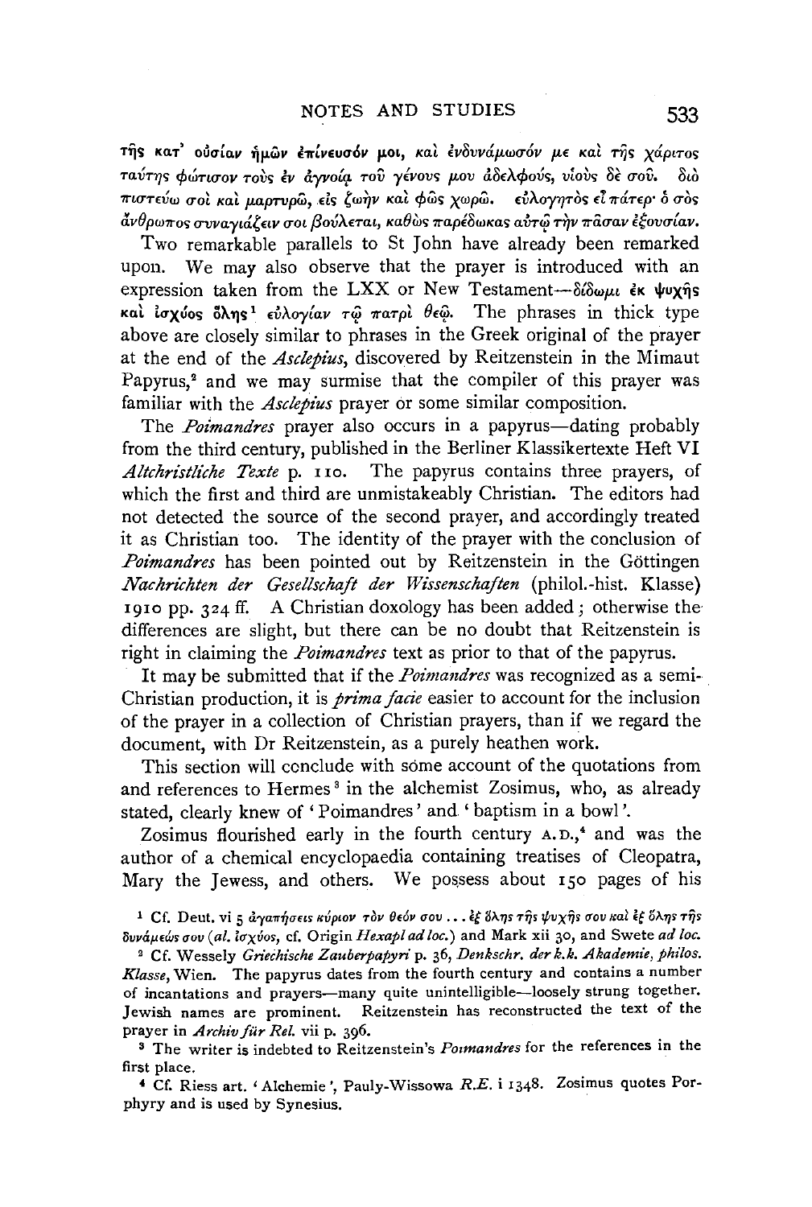τῆς **κατ' οὐσίαν** ἡμῶν ἐπίνευσόν μοι, καὶ ἐνδυνάμωσόν με καὶ τῆς χάριτος ταύτης φώτισον τοὺς ἐν ἀγνοίᾳ τοῦ γένους μου ἀδελφούς, υἱοὺς δὲ σοῦ. διὸ πιστεύω σοὶ καὶ μαρτυρῶ, εἰς ζωὴν καὶ φῶς χωρῶ. εὐλογητὸς εἶ πάτερ· ὁ σὸς ἄνθρωπος συναγιάζειν σοι βούλεται, καθὼς παρέδωκας αὐτῷ τὴν πᾶσαν ἐξουσίαν.

Two remarkable parallels to St John have already been remarked upon. We may also observe that the prayer is introduced with an expression taken from the LXX or New Testament—δίδωμι **ἐκ ψυχῆς καὶ ἰσχύος ὅλης**[1] εὐλογίαν τῷ πατρὶ θεῷ. The phrases in thick type above are closely similar to phrases in the Greek original of the prayer at the end of the *Asclepius*, discovered by Reitzenstein in the Mimaut Papyrus,[2] and we may surmise that the compiler of this prayer was familiar with the *Asclepius* prayer or some similar composition.

The *Poimandres* prayer also occurs in a papyrus—dating probably from the third century, published in the Berliner Klassikertexte Heft VI *Altchristliche Texte* p. 110. The papyrus contains three prayers, of which the first and third are unmistakeably Christian. The editors had not detected the source of the second prayer, and accordingly treated it as Christian too. The identity of the prayer with the conclusion of *Poimandres* has been pointed out by Reitzenstein in the Göttingen *Nachrichten der Gesellschaft der Wissenschaften* (philol.-hist. Klasse) 1910 pp. 324 ff. A Christian doxology has been added; otherwise the differences are slight, but there can be no doubt that Reitzenstein is right in claiming the *Poimandres* text as prior to that of the papyrus.

It may be submitted that if the *Poimandres* was recognized as a semi-Christian production, it is *prima facie* easier to account for the inclusion of the prayer in a collection of Christian prayers, than if we regard the document, with Dr Reitzenstein, as a purely heathen work.

This section will conclude with some account of the quotations from and references to Hermes[3] in the alchemist Zosimus, who, as already stated, clearly knew of 'Poimandres' and 'baptism in a bowl'.

Zosimus flourished early in the fourth century A.D.,[4] and was the author of a chemical encyclopaedia containing treatises of Cleopatra, Mary the Jewess, and others. We possess about 150 pages of his

[1] Cf. Deut. vi 5 ἀγαπήσεις κύριον τὸν θεόν σου . . . ἐξ ὅλης τῆς ψυχῆς σου καὶ ἐξ ὅλης τῆς δυνάμεώς σου (*al.* ἰσχύος, cf. Origin *Hexapl ad loc.*) and Mark xii 30, and Swete *ad loc.*

[2] Cf. Wessely *Griechische Zauberpapyri* p. 36, *Denkschr. der k.k. Akademie, philos. Klasse*, Wien. The papyrus dates from the fourth century and contains a number of incantations and prayers—many quite unintelligible—loosely strung together. Jewish names are prominent. Reitzenstein has reconstructed the text of the prayer in *Archiv für Rel.* vii p. 396.

[3] The writer is indebted to Reitzenstein's *Poimandres* for the references in the first place.

[4] Cf. Riess art. 'Alchemie', Pauly-Wissowa *R.E.* i 1348. Zosimus quotes Porphyry and is used by Synesius.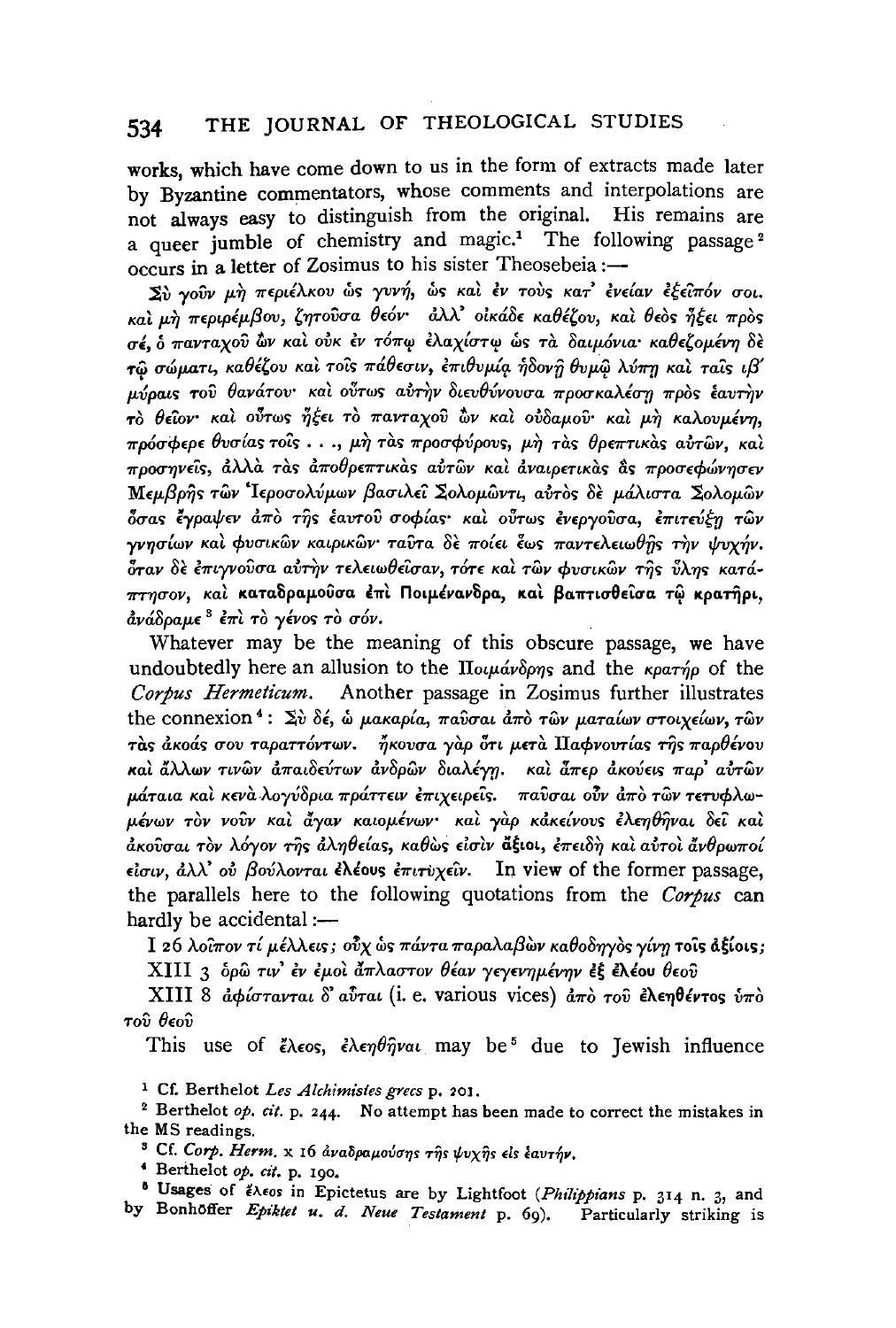works, which have come down to us in the form of extracts made later by Byzantine commentators, whose comments and interpolations are not always easy to distinguish from the original. His remains are a queer jumble of chemistry and magic.[1] The following passage[2] occurs in a letter of Zosimus to his sister Theosebeia:—

Σὺ γοῦν μὴ περιέλκου ὡς γυνή, ὡς καὶ ἐν τοὺς κατ' ἐνείαν ἐξεῖπόν σοι. καὶ μὴ περιρέμβου, ζητοῦσα θεόν· ἀλλ' οἰκάδε καθέζου, καὶ θεὸς ἥξει πρὸς σέ, ὁ πανταχοῦ ὢν καὶ οὐκ ἐν τόπῳ ἐλαχίστῳ ὡς τὰ δαιμόνια· καθεζομένη δὲ τῷ σώματι, καθέζου καὶ τοῖς πάθεσιν, ἐπιθυμίᾳ ἡδονῇ θυμῷ λύπῃ καὶ ταῖς ιβ΄ μύραις τοῦ θανάτου· καὶ οὕτως αὐτὴν διευθύνουσα προσκαλέσῃ πρὸς ἑαυτὴν τὸ θεῖον· καὶ οὕτως ἥξει τὸ πανταχοῦ ὢν καὶ οὐδαμοῦ· καὶ μὴ καλουμένη, πρόσφερε θυσίας τοῖς . . ., μὴ τὰς προσφύρους, μὴ τὰς θρεπτικὰς αὐτῶν, καὶ προσηνεῖς, ἀλλὰ τὰς ἀποθρεπτικὰς αὐτῶν καὶ ἀναιρετικὰς ἃς προσεφώνησεν Μεμβρῆς τῶν Ἱεροσολύμων βασιλεῖ Σολομῶντι, αὐτὸς δὲ μάλιστα Σολομῶν ὅσας ἔγραψεν ἀπὸ τῆς ἑαυτοῦ σοφίας· καὶ οὕτως ἐνεργοῦσα, ἐπιτεύξῃ τῶν γνησίων καὶ φυσικῶν καιρικῶν· ταῦτα δὲ ποίει ἕως παντελειωθῇς τὴν ψυχήν. ὅταν δὲ ἐπιγνοῦσα αὐτὴν τελειωθεῖσαν, τότε καὶ τῶν φυσικῶν τῆς ὕλης κατάπτησον, καὶ **καταδραμοῦσα ἐπὶ Ποιμένανδρα, καὶ βαπτισθεῖσα τῷ κρατῆρι,** ἀνάδραμε[3] ἐπὶ τὸ γένος τὸ σόν.

Whatever may be the meaning of this obscure passage, we have undoubtedly here an allusion to the Ποιμάνδρης and the κρατήρ of the *Corpus Hermeticum*. Another passage in Zosimus further illustrates the connexion[4]: Σὺ δέ, ὦ μακαρία, παῦσαι ἀπὸ τῶν ματαίων στοιχείων, τῶν τὰς ἀκοάς σου ταραττόντων. ἤκουσα γὰρ ὅτι μετὰ Παφνουτίας τῆς παρθένου καὶ ἄλλων τινῶν ἀπαιδεύτων ἀνδρῶν διαλέγῃ. καὶ ἅπερ ἀκούεις παρ' αὐτῶν μάταια καὶ κενὰ λογύδρια πράττειν ἐπιχειρεῖς. παῦσαι οὖν ἀπὸ τῶν τετυφλωμένων τὸν νοῦν καὶ ἄγαν καιομένων· καὶ γὰρ κἀκείνους **ἐλεηθῆναι** δεῖ καὶ ἀκοῦσαι τὸν λόγον τῆς ἀληθείας, καθὼς εἰσὶν **ἄξιοι**, ἐπειδὴ καὶ αὐτοὶ ἄνθρωποί εἰσιν, ἀλλ' οὐ βούλονται **ἐλέους ἐπιτυχεῖν**. In view of the former passage, the parallels here to the following quotations from the *Corpus* can hardly be accidental:—

I 26 λοῖπον τί μέλλεις; οὐχ ὡς πάντα παραλαβὼν καθοδηγὸς γίνῃ τοῖς **ἀξίοις**;

XIII 3 ὁρῶ τιν' ἐν ἐμοὶ ἄπλαστον θέαν γεγενημένην **ἐξ ἐλέου θεοῦ**

XIII 8 ἀφίστανται δ' αὗται (i. e. various vices) ἀπὸ τοῦ **ἐλεηθέντος** ὑπὸ τοῦ θεοῦ

This use of ἔλεος, ἐλεηθῆναι may be[5] due to Jewish influence

---

[1] Cf. Berthelot *Les Alchimistes grecs* p. 201.

[2] Berthelot *op. cit.* p. 244. No attempt has been made to correct the mistakes in the MS readings.

[3] Cf. *Corp. Herm.* x 16 ἀναδραμούσης τῆς ψυχῆς εἰς ἑαυτήν.

[4] Berthelot *op. cit.* p. 190.

[5] Usages of ἔλεος in Epictetus are by Lightfoot (*Philippians* p. 314 n. 3, and by Bonhöffer *Epiktet u. d. Neue Testament* p. 69). Particularly striking is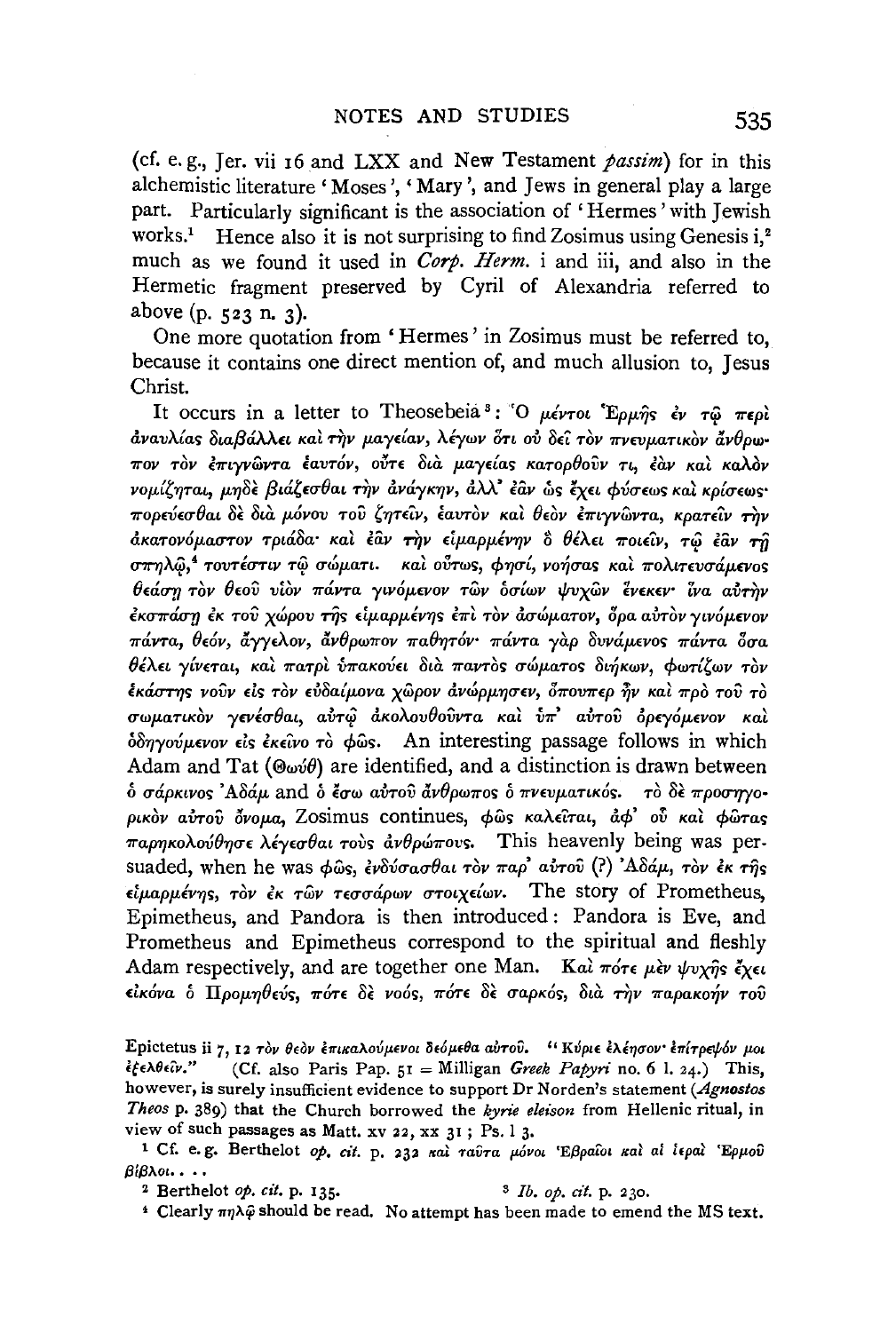(cf. e.g., Jer. vii 16 and LXX and New Testament *passim*) for in this alchemistic literature 'Moses', 'Mary', and Jews in general play a large part. Particularly significant is the association of 'Hermes' with Jewish works.[1] Hence also it is not surprising to find Zosimus using Genesis i,[2] much as we found it used in *Corp. Herm.* i and iii, and also in the Hermetic fragment preserved by Cyril of Alexandria referred to above (p. 523 n. 3).

One more quotation from 'Hermes' in Zosimus must be referred to, because it contains one direct mention of, and much allusion to, Jesus Christ.

It occurs in a letter to Theosebeia[3]: Ὁ μέντοι Ἑρμῆς ἐν τῷ περὶ ἀναυλίας διαβάλλει καὶ τὴν μαγείαν, λέγων ὅτι οὐ δεῖ τὸν πνευματικὸν ἄνθρωπον τὸν ἐπιγνῶντα ἑαυτόν, οὔτε διὰ μαγείας κατορθοῦν τι, ἐὰν καὶ καλὸν νομίζηται, μηδὲ βιάζεσθαι τὴν ἀνάγκην, ἀλλ' ἐᾶν ὡς ἔχει φύσεως καὶ κρίσεως· πορεύεσθαι δὲ διὰ μόνου τοῦ ζητεῖν, ἑαυτὸν καὶ θεὸν ἐπιγνῶντα, κρατεῖν τὴν ἀκατονόμαστον τριάδα· καὶ ἐᾶν τὴν εἱμαρμένην ὃ θέλει ποιεῖν, τῷ ἐὰν τῇ σπηλῷ,[4] τουτέστιν τῷ σώματι. καὶ οὕτως, φησί, νοήσας καὶ πολιτευσάμενος θεάσῃ τὸν θεοῦ υἱὸν πάντα γινόμενον τῶν ὁσίων ψυχῶν ἕνεκεν· ἵνα αὐτὴν ἐκσπάσῃ ἐκ τοῦ χώρου τῆς εἱμαρμένης ἐπὶ τὸν ἀσώματον, ὅρα αὐτὸν γινόμενον πάντα, θεόν, ἄγγελον, ἄνθρωπον παθητόν· πάντα γὰρ δυνάμενος πάντα ὅσα θέλει γίνεται, καὶ πατρὶ ὑπακούει διὰ παντὸς σώματος διήκων, φωτίζων τὸν ἑκάστης νοῦν εἰς τὸν εὐδαίμονα χῶρον ἀνώρμησεν, ὅπουπερ ἦν καὶ πρὸ τοῦ τὸ σωματικὸν γενέσθαι, αὐτῷ ἀκολουθοῦντα καὶ ὑπ' αὐτοῦ ὀρεγόμενον καὶ ὁδηγούμενον εἰς ἐκεῖνο τὸ φῶς. An interesting passage follows in which Adam and Tat (Θωύθ) are identified, and a distinction is drawn between ὁ σάρκινος Ἀδάμ and ὁ ἔσω αὐτοῦ ἄνθρωπος ὁ πνευματικός. τὸ δὲ προσηγορικὸν αὐτοῦ ὄνομα, Zosimus continues, φῶς καλεῖται, ἀφ' οὗ καὶ φῶτας παρηκολούθησε λέγεσθαι τοὺς ἀνθρώπους. This heavenly being was persuaded, when he was φῶς, ἐνδύσασθαι τὸν παρ' αὐτοῦ (?) Ἀδάμ, τὸν ἐκ τῆς εἱμαρμένης, τὸν ἐκ τῶν τεσσάρων στοιχείων. The story of Prometheus, Epimetheus, and Pandora is then introduced: Pandora is Eve, and Prometheus and Epimetheus correspond to the spiritual and fleshly Adam respectively, and are together one Man. Καὶ πότε μὲν ψυχῆς ἔχει εἰκόνα ὁ Προμηθεύς, πότε δὲ νοός, πότε δὲ σαρκός, διὰ τὴν παρακοήν τοῦ

Epictetus ii 7, 12 τὸν θεὸν ἐπικαλούμενοι δεόμεθα αὐτοῦ. "Κύριε ἐλέησον· ἐπίτρεψόν μοι ἐξελθεῖν." (Cf. also Paris Pap. 51 = Milligan *Greek Papyri* no. 6 l. 24.) This, however, is surely insufficient evidence to support Dr Norden's statement (*Agnostos Theos* p. 389) that the Church borrowed the *kyrie eleison* from Hellenic ritual, in view of such passages as Matt. xv 22, xx 31; Ps. l 3.

[1] Cf. e.g. Berthelot *op. cit.* p. 232 καὶ ταῦτα μόνοι Ἑβραῖοι καὶ αἱ ἱεραὶ Ἑρμοῦ βίβλοι....

[2] Berthelot *op. cit.* p. 135.

[3] *Ib. op. cit.* p. 230.

[4] Clearly πηλῷ should be read. No attempt has been made to emend the MS text.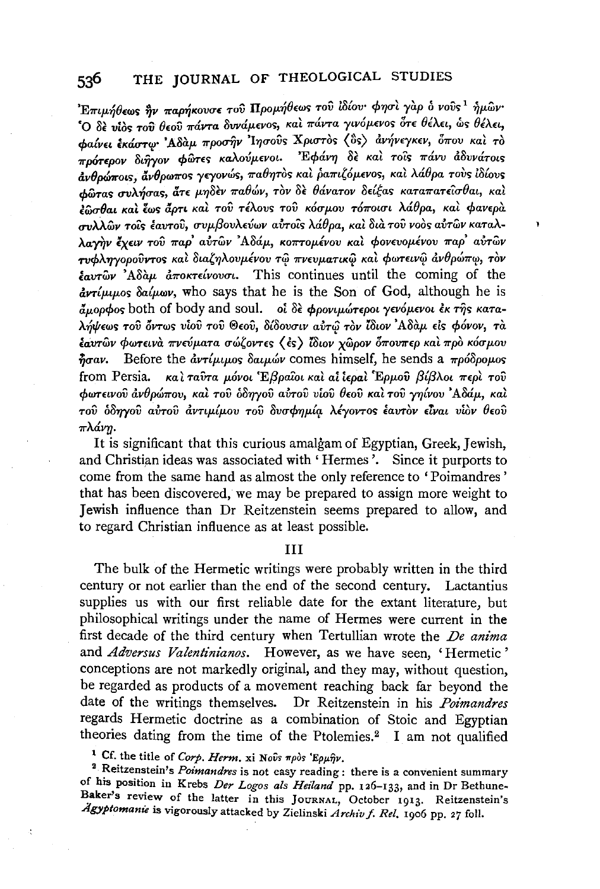Ἐπιμήθεως ἣν παρήκουσε τοῦ Προμήθεως τοῦ ἰδίου· φησὶ γὰρ ὁ νοῦς[1] ἡμῶν· Ὁ δὲ υἱὸς τοῦ θεοῦ πάντα δυνάμενος, καὶ πάντα γινόμενος ὅτε θέλει, ὡς θέλει, φαίνει ἑκάστῳ· Ἀδὰμ προσῆν Ἰησοῦς Χριστὸς ⟨ὃς⟩ ἀνήνεγκεν, ὅπου καὶ τὸ πρότερον διῆγον φῶτες καλούμενοι. Ἐφάνη δὲ καὶ τοῖς πάνυ ἀδυνάτοις ἀνθρώποις, ἄνθρωπος γεγονώς, παθητὸς καὶ ῥαπιζόμενος, καὶ λάθρα τοὺς ἰδίους φῶτας συλήσας, ἅτε μηδὲν παθών, τὸν δὲ θάνατον δείξας καταπατεῖσθαι, καὶ ἐῶσθαι καὶ ἕως ἄρτι καὶ τοῦ τέλους τοῦ κόσμου τόποισι λάθρα, καὶ φανερὰ συλλῶν τοῖς ἑαυτοῦ, συμβουλεύων αὐτοῖς λάθρα, καὶ διὰ τοῦ νοὸς αὐτῶν καταλλαγὴν ἔχειν τοῦ παρ' αὐτῶν Ἀδάμ, κοπτομένου καὶ φονευομένου παρ' αὐτῶν τυφληγοροῦντος καὶ διαζηλουμένου τῷ πνευματικῷ καὶ φωτεινῷ ἀνθρώπῳ, τὸν ἑαυτῶν Ἀδὰμ ἀποκτείνουσι. This continues until the coming of the ἀντίμιμος δαίμων, who says that he is the Son of God, although he is ἄμορφος both of body and soul. οἱ δὲ φρονιμώτεροι γενόμενοι ἐκ τῆς καταλήψεως τοῦ ὄντως υἱοῦ τοῦ Θεοῦ, δίδουσιν αὐτῷ τὸν ἴδιον Ἀδὰμ εἰς φόνον, τὰ ἑαυτῶν φωτεινὰ πνεύματα σώζοντες ⟨ἐς⟩ ἴδιον χῶρον ὅπουπερ καὶ πρὸ κόσμου ἦσαν. Before the ἀντίμιμος δαιμών comes himself, he sends a πρόδρομος from Persia. καὶ ταῦτα μόνοι Ἑβραῖοι καὶ αἱ ἱεραὶ Ἑρμοῦ βίβλοι περὶ τοῦ φωτεινοῦ ἀνθρώπου, καὶ τοῦ ὁδηγοῦ αὐτοῦ υἱοῦ θεοῦ καὶ τοῦ γηΐνου Ἀδάμ, καὶ τοῦ ὁδηγοῦ αὐτοῦ ἀντιμίμου τοῦ δυσφημίᾳ λέγοντος ἑαυτὸν εἶναι υἱὸν θεοῦ πλάνῃ.

It is significant that this curious amalgam of Egyptian, Greek, Jewish, and Christian ideas was associated with 'Hermes'. Since it purports to come from the same hand as almost the only reference to 'Poimandres' that has been discovered, we may be prepared to assign more weight to Jewish influence than Dr Reitzenstein seems prepared to allow, and to regard Christian influence as at least possible.

## III

The bulk of the Hermetic writings were probably written in the third century or not earlier than the end of the second century. Lactantius supplies us with our first reliable date for the extant literature, but philosophical writings under the name of Hermes were current in the first decade of the third century when Tertullian wrote the *De anima* and *Adversus Valentinianos*. However, as we have seen, 'Hermetic' conceptions are not markedly original, and they may, without question, be regarded as products of a movement reaching back far beyond the date of the writings themselves. Dr Reitzenstein in his *Poimandres* regards Hermetic doctrine as a combination of Stoic and Egyptian theories dating from the time of the Ptolemies.[2] I am not qualified

[1] Cf. the title of *Corp. Herm.* xi Νοῦς πρὸς Ἑρμῆν.

[2] Reitzenstein's *Poimandres* is not easy reading: there is a convenient summary of his position in Krebs *Der Logos als Heiland* pp. 126–133, and in Dr Bethune-Baker's review of the latter in this JOURNAL, October 1913. Reitzenstein's *Ägyptomanie* is vigorously attacked by Zielinski *Archiv f. Rel.* 1906 pp. 27 foll.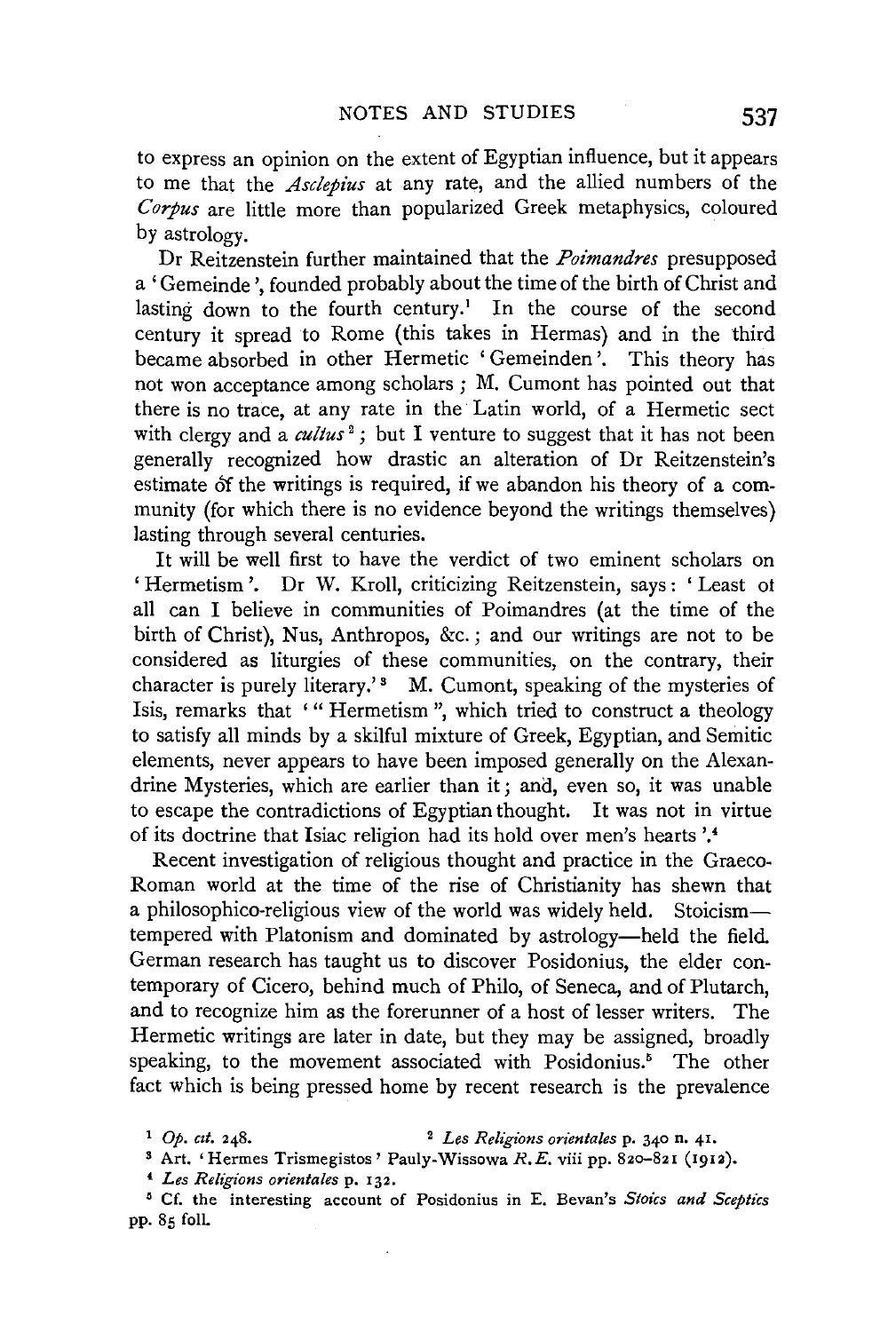to express an opinion on the extent of Egyptian influence, but it appears to me that the *Asclepius* at any rate, and the allied numbers of the *Corpus* are little more than popularized Greek metaphysics, coloured by astrology.

Dr Reitzenstein further maintained that the *Poimandres* presupposed a 'Gemeinde', founded probably about the time of the birth of Christ and lasting down to the fourth century.[1] In the course of the second century it spread to Rome (this takes in Hermas) and in the third became absorbed in other Hermetic 'Gemeinden'. This theory has not won acceptance among scholars; M. Cumont has pointed out that there is no trace, at any rate in the Latin world, of a Hermetic sect with clergy and a *cultus*[2]; but I venture to suggest that it has not been generally recognized how drastic an alteration of Dr Reitzenstein's estimate of the writings is required, if we abandon his theory of a community (for which there is no evidence beyond the writings themselves) lasting through several centuries.

It will be well first to have the verdict of two eminent scholars on 'Hermetism'. Dr W. Kroll, criticizing Reitzenstein, says: 'Least of all can I believe in communities of Poimandres (at the time of the birth of Christ), Nus, Anthropos, &c.; and our writings are not to be considered as liturgies of these communities, on the contrary, their character is purely literary.'[3] M. Cumont, speaking of the mysteries of Isis, remarks that '"Hermetism", which tried to construct a theology to satisfy all minds by a skilful mixture of Greek, Egyptian, and Semitic elements, never appears to have been imposed generally on the Alexandrine Mysteries, which are earlier than it; and, even so, it was unable to escape the contradictions of Egyptian thought. It was not in virtue of its doctrine that Isiac religion had its hold over men's hearts'.[4]

Recent investigation of religious thought and practice in the Graeco-Roman world at the time of the rise of Christianity has shewn that a philosophico-religious view of the world was widely held. Stoicism—tempered with Platonism and dominated by astrology—held the field. German research has taught us to discover Posidonius, the elder contemporary of Cicero, behind much of Philo, of Seneca, and of Plutarch, and to recognize him as the forerunner of a host of lesser writers. The Hermetic writings are later in date, but they may be assigned, broadly speaking, to the movement associated with Posidonius.[5] The other fact which is being pressed home by recent research is the prevalence

[1] *Op. cit.* 248.

[2] *Les Religions orientales* p. 340 n. 41.

[3] Art. 'Hermes Trismegistos' Pauly-Wissowa *R.E.* viii pp. 820–821 (1912).

[4] *Les Religions orientales* p. 132.

[5] Cf. the interesting account of Posidonius in E. Bevan's *Stoics and Sceptics* pp. 85 foll.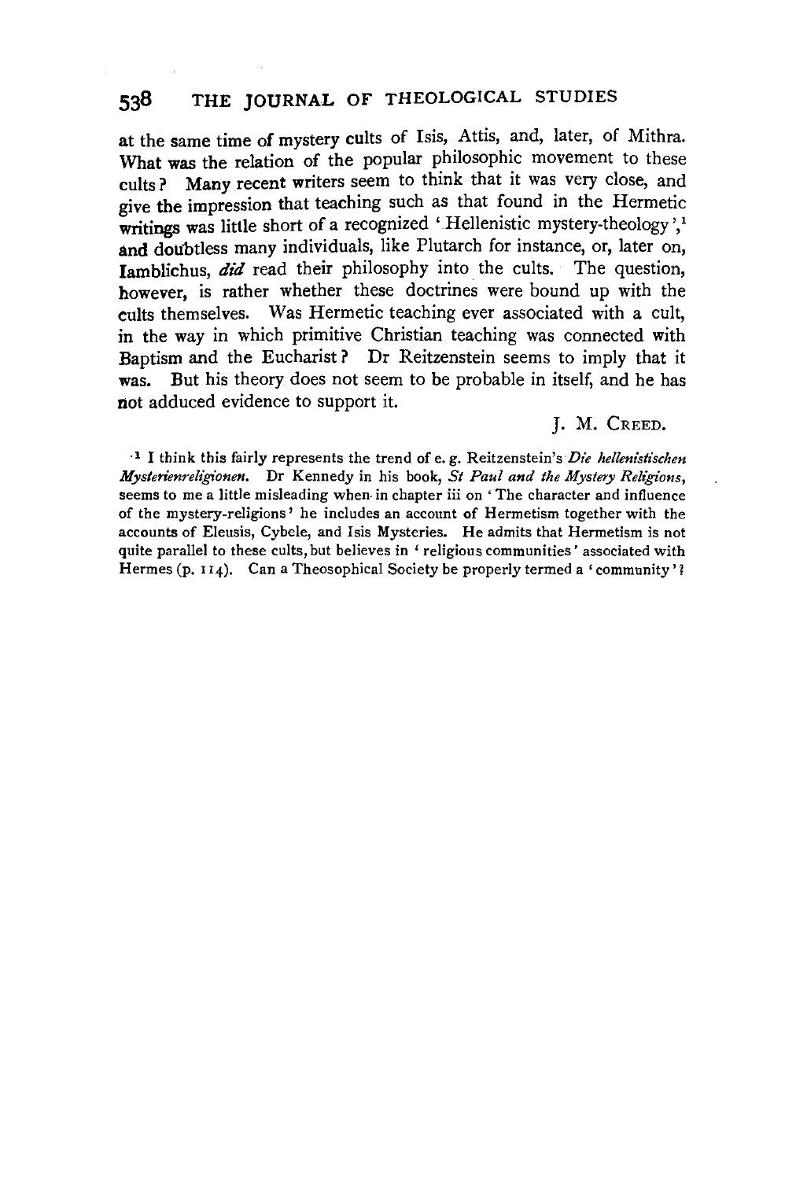at the same time of mystery cults of Isis, Attis, and, later, of Mithra. What was the relation of the popular philosophic movement to these cults? Many recent writers seem to think that it was very close, and give the impression that teaching such as that found in the Hermetic writings was little short of a recognized 'Hellenistic mystery-theology',[1] and doubtless many individuals, like Plutarch for instance, or, later on, Iamblichus, *did* read their philosophy into the cults. The question, however, is rather whether these doctrines were bound up with the cults themselves. Was Hermetic teaching ever associated with a cult, in the way in which primitive Christian teaching was connected with Baptism and the Eucharist? Dr Reitzenstein seems to imply that it was. But his theory does not seem to be probable in itself, and he has not adduced evidence to support it.

J. M. CREED.

[1] I think this fairly represents the trend of e. g. Reitzenstein's *Die hellenistischen Mysterienreligionen*. Dr Kennedy in his book, *St Paul and the Mystery Religions*, seems to me a little misleading when in chapter iii on 'The character and influence of the mystery-religions' he includes an account of Hermetism together with the accounts of Eleusis, Cybele, and Isis Mysteries. He admits that Hermetism is not quite parallel to these cults, but believes in 'religious communities' associated with Hermes (p. 114). Can a Theosophical Society be properly termed a 'community'?